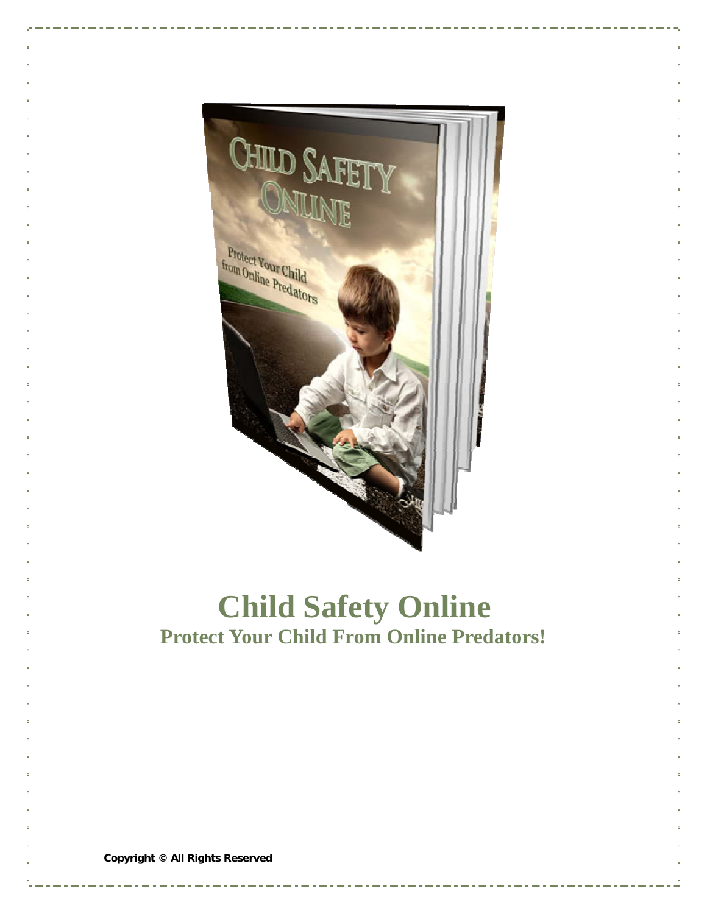# Child Safety Online

## Protect Your Child From Online Predators!

**Copyright © All Rights Reserved**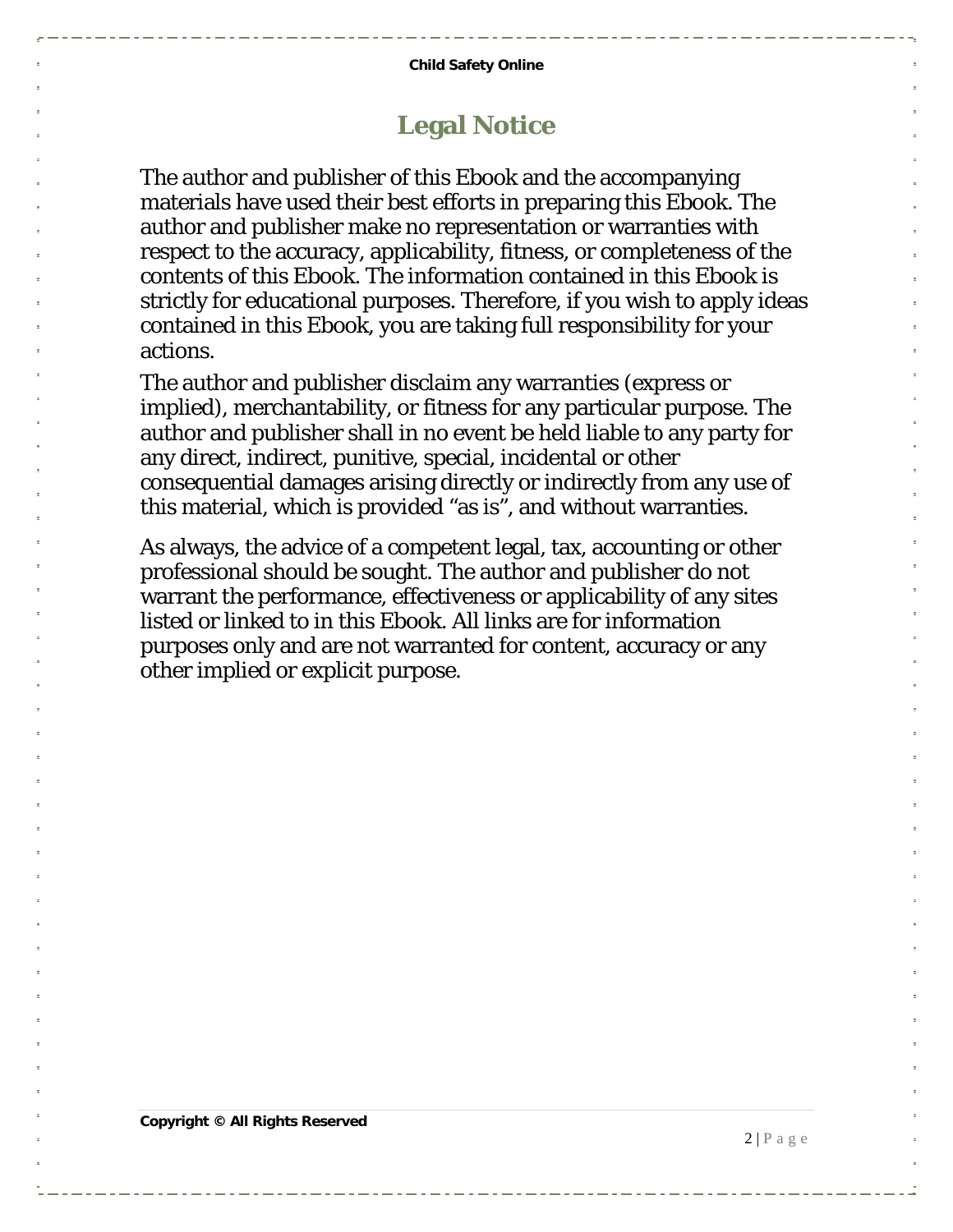# Legal Notice

The author and publisher of this Ebook and the accompanying materials have used their best efforts in preparing this Ebook. The author and publisher make no representation or warranties with respect to the accuracy, applicability, fitness, or completeness of the contents of this Ebook. The information contained in this Ebook is strictly for educational purposes. Therefore, if you wish to apply ideas contained in this Ebook, you are taking full responsibility for your actions.

The author and publisher disclaim any warranties (express or implied), merchantability, or fitness for any particular purpose. The author and publisher shall in no event be held liable to any party for any direct, indirect, punitive, special, incidental or other consequential damages arising directly or indirectly from any use of this material, which is provided "as is", and without warranties.

As always, the advice of a competent legal, tax, accounting or other professional should be sought. The author and publisher do not warrant the performance, effectiveness or applicability of any sites listed or linked to in this Ebook. All links are for information purposes only and are not warranted for content, accuracy or any other implied or explicit purpose.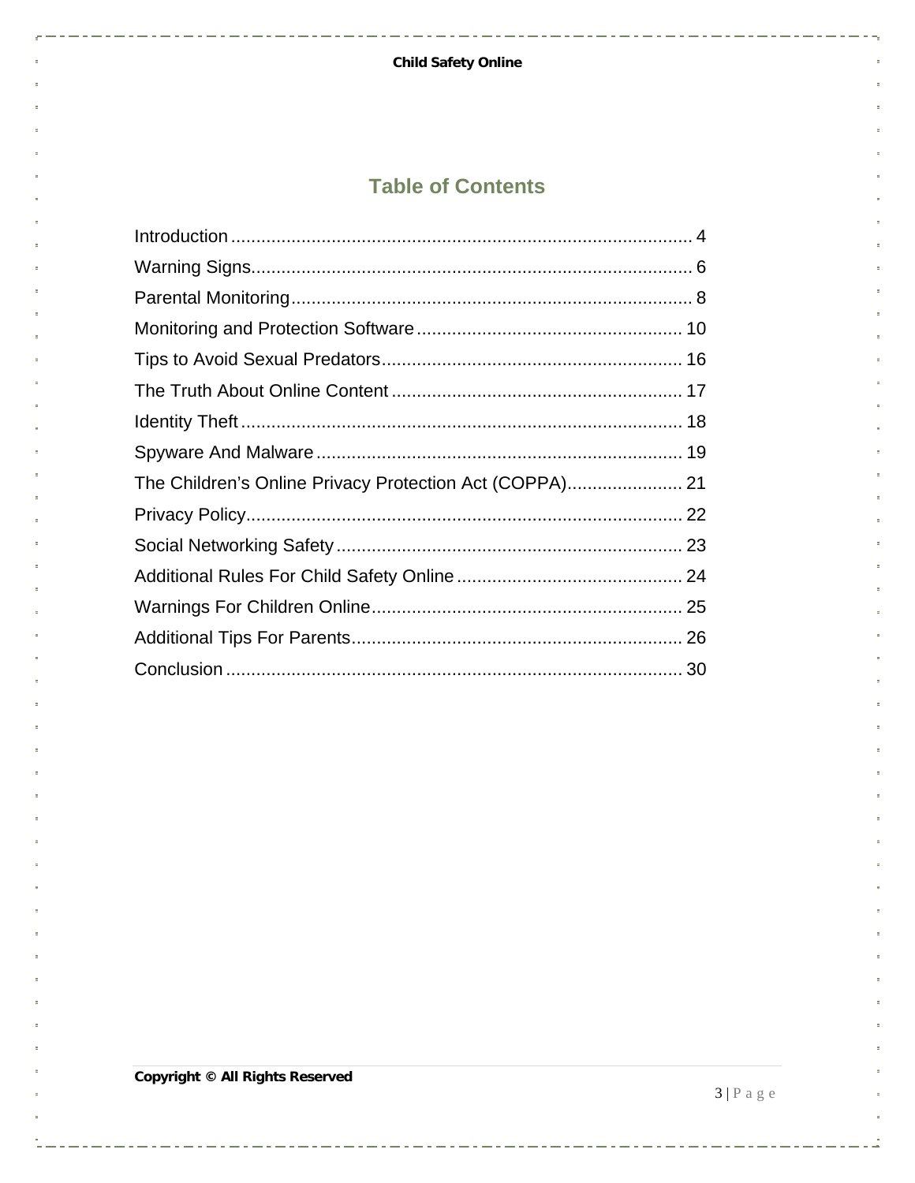## Table of Contents

Introduction ........................................................................................ 4
Warning Signs........................................................................................ 6
Parental Monitoring................................................................................ 8
Monitoring and Protection Software ..................................................... 10
Tips to Avoid Sexual Predators............................................................ 16
The Truth About Online Content .......................................................... 17
Identity Theft ........................................................................................ 18
Spyware And Malware ......................................................................... 19
The Children's Online Privacy Protection Act (COPPA)....................... 21
Privacy Policy....................................................................................... 22
Social Networking Safety ..................................................................... 23
Additional Rules For Child Safety Online ............................................. 24
Warnings For Children Online.............................................................. 25
Additional Tips For Parents.................................................................. 26
Conclusion ........................................................................................... 30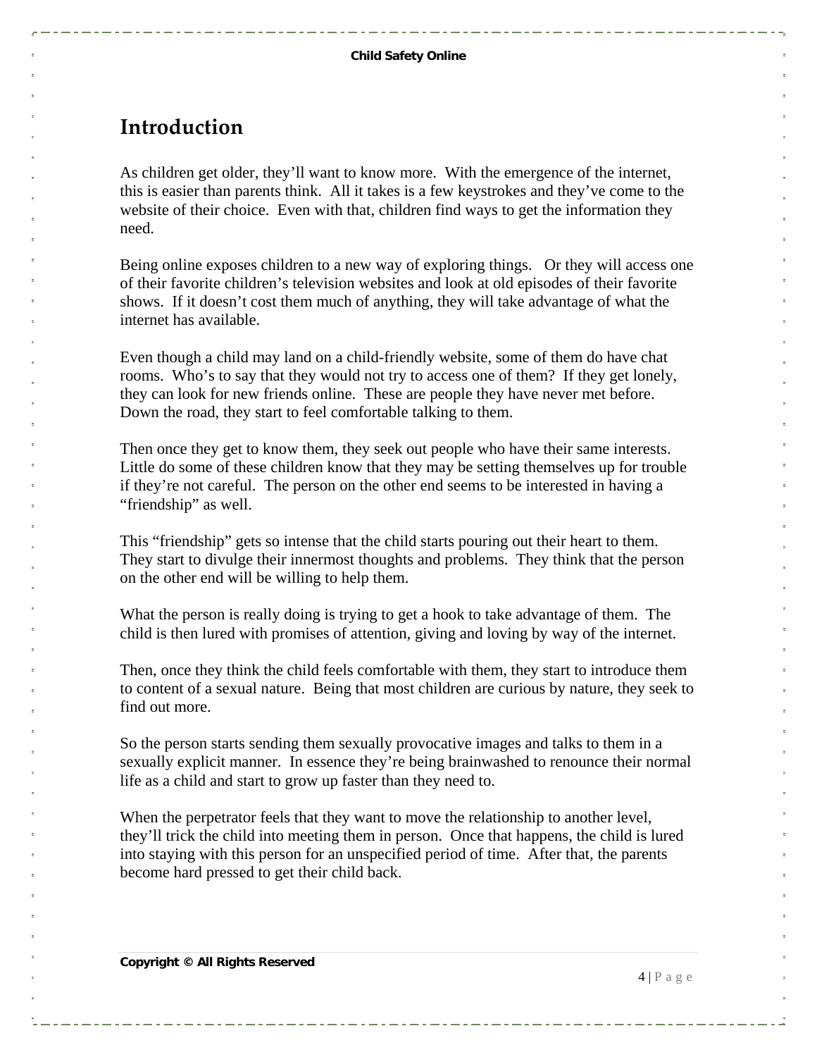## Introduction

As children get older, they'll want to know more. With the emergence of the internet, this is easier than parents think. All it takes is a few keystrokes and they've come to the website of their choice. Even with that, children find ways to get the information they need.

Being online exposes children to a new way of exploring things. Or they will access one of their favorite children's television websites and look at old episodes of their favorite shows. If it doesn't cost them much of anything, they will take advantage of what the internet has available.

Even though a child may land on a child-friendly website, some of them do have chat rooms. Who's to say that they would not try to access one of them? If they get lonely, they can look for new friends online. These are people they have never met before. Down the road, they start to feel comfortable talking to them.

Then once they get to know them, they seek out people who have their same interests. Little do some of these children know that they may be setting themselves up for trouble if they're not careful. The person on the other end seems to be interested in having a "friendship" as well.

This "friendship" gets so intense that the child starts pouring out their heart to them. They start to divulge their innermost thoughts and problems. They think that the person on the other end will be willing to help them.

What the person is really doing is trying to get a hook to take advantage of them. The child is then lured with promises of attention, giving and loving by way of the internet.

Then, once they think the child feels comfortable with them, they start to introduce them to content of a sexual nature. Being that most children are curious by nature, they seek to find out more.

So the person starts sending them sexually provocative images and talks to them in a sexually explicit manner. In essence they're being brainwashed to renounce their normal life as a child and start to grow up faster than they need to.

When the perpetrator feels that they want to move the relationship to another level, they'll trick the child into meeting them in person. Once that happens, the child is lured into staying with this person for an unspecified period of time. After that, the parents become hard pressed to get their child back.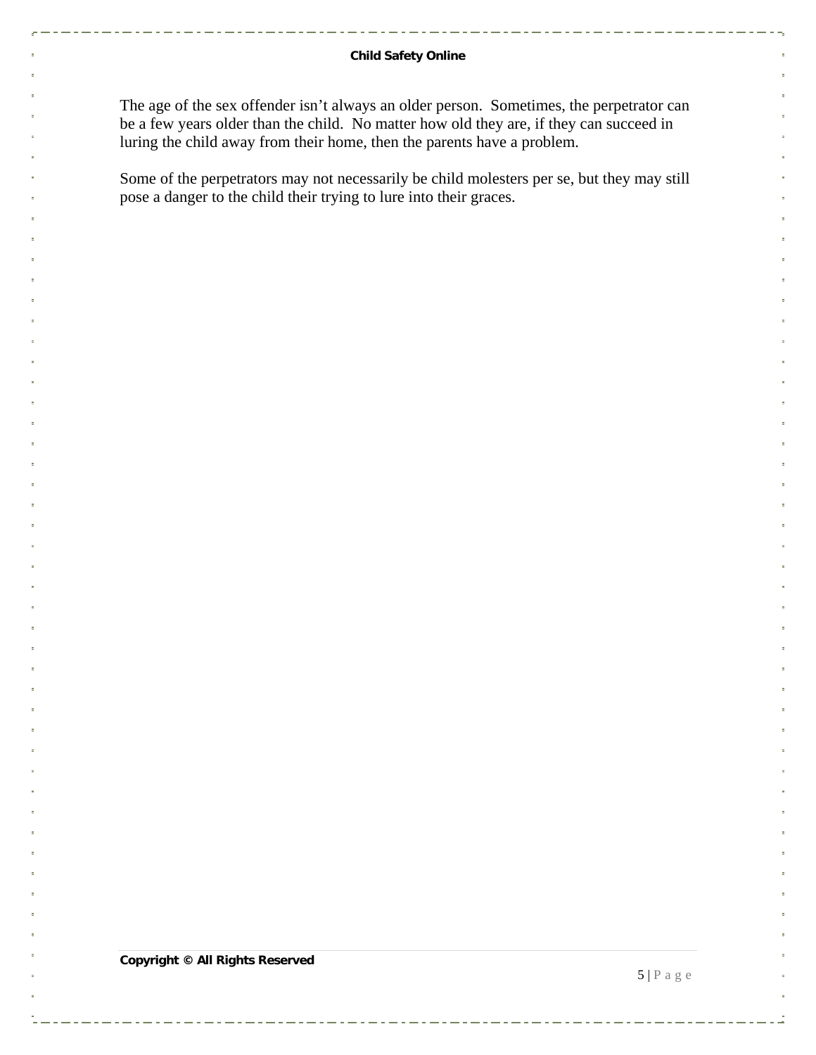The age of the sex offender isn't always an older person. Sometimes, the perpetrator can be a few years older than the child. No matter how old they are, if they can succeed in luring the child away from their home, then the parents have a problem.

Some of the perpetrators may not necessarily be child molesters per se, but they may still pose a danger to the child their trying to lure into their graces.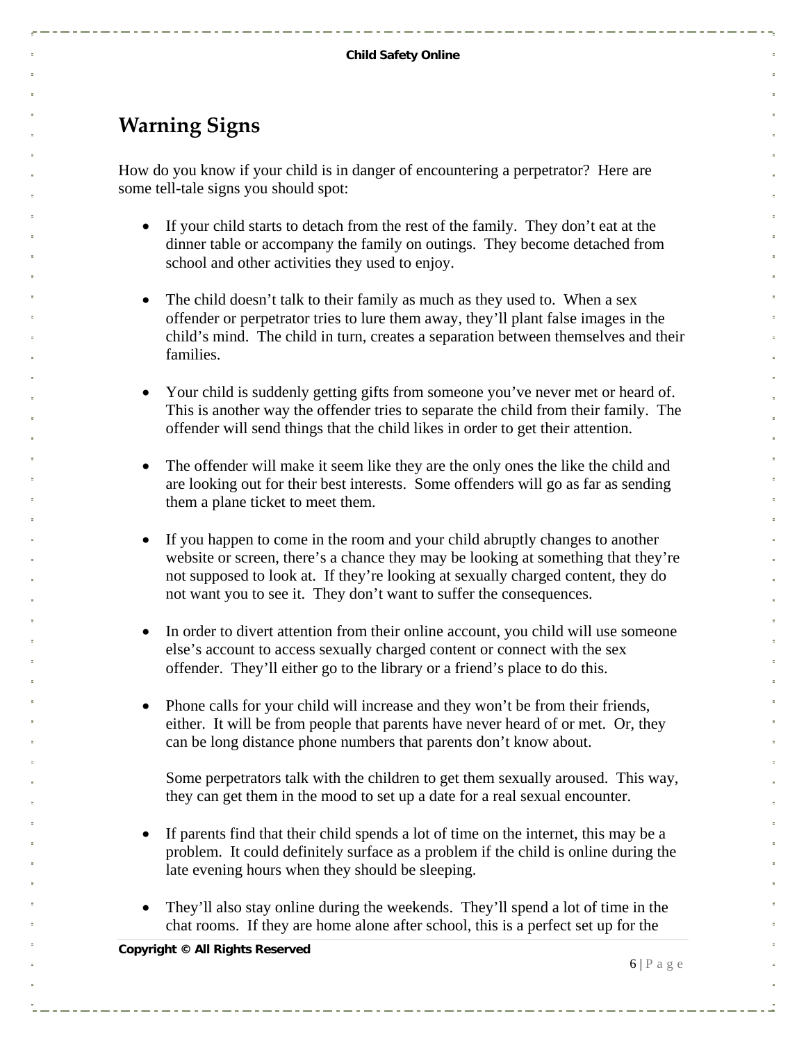## Warning Signs

How do you know if your child is in danger of encountering a perpetrator? Here are some tell-tale signs you should spot:

- If your child starts to detach from the rest of the family. They don't eat at the dinner table or accompany the family on outings. They become detached from school and other activities they used to enjoy.

- The child doesn't talk to their family as much as they used to. When a sex offender or perpetrator tries to lure them away, they'll plant false images in the child's mind. The child in turn, creates a separation between themselves and their families.

- Your child is suddenly getting gifts from someone you've never met or heard of. This is another way the offender tries to separate the child from their family. The offender will send things that the child likes in order to get their attention.

- The offender will make it seem like they are the only ones the like the child and are looking out for their best interests. Some offenders will go as far as sending them a plane ticket to meet them.

- If you happen to come in the room and your child abruptly changes to another website or screen, there's a chance they may be looking at something that they're not supposed to look at. If they're looking at sexually charged content, they do not want you to see it. They don't want to suffer the consequences.

- In order to divert attention from their online account, you child will use someone else's account to access sexually charged content or connect with the sex offender. They'll either go to the library or a friend's place to do this.

- Phone calls for your child will increase and they won't be from their friends, either. It will be from people that parents have never heard of or met. Or, they can be long distance phone numbers that parents don't know about.

  Some perpetrators talk with the children to get them sexually aroused. This way, they can get them in the mood to set up a date for a real sexual encounter.

- If parents find that their child spends a lot of time on the internet, this may be a problem. It could definitely surface as a problem if the child is online during the late evening hours when they should be sleeping.

- They'll also stay online during the weekends. They'll spend a lot of time in the chat rooms. If they are home alone after school, this is a perfect set up for the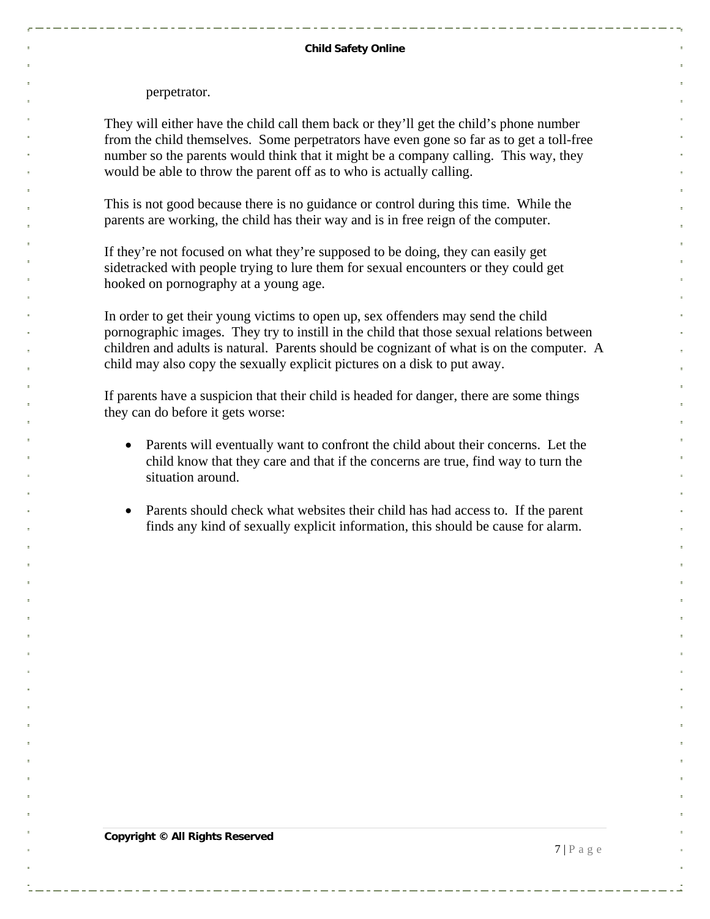perpetrator.

They will either have the child call them back or they'll get the child's phone number from the child themselves. Some perpetrators have even gone so far as to get a toll-free number so the parents would think that it might be a company calling. This way, they would be able to throw the parent off as to who is actually calling.

This is not good because there is no guidance or control during this time. While the parents are working, the child has their way and is in free reign of the computer.

If they're not focused on what they're supposed to be doing, they can easily get sidetracked with people trying to lure them for sexual encounters or they could get hooked on pornography at a young age.

In order to get their young victims to open up, sex offenders may send the child pornographic images. They try to instill in the child that those sexual relations between children and adults is natural. Parents should be cognizant of what is on the computer. A child may also copy the sexually explicit pictures on a disk to put away.

If parents have a suspicion that their child is headed for danger, there are some things they can do before it gets worse:

- Parents will eventually want to confront the child about their concerns. Let the child know that they care and that if the concerns are true, find way to turn the situation around.

- Parents should check what websites their child has had access to. If the parent finds any kind of sexually explicit information, this should be cause for alarm.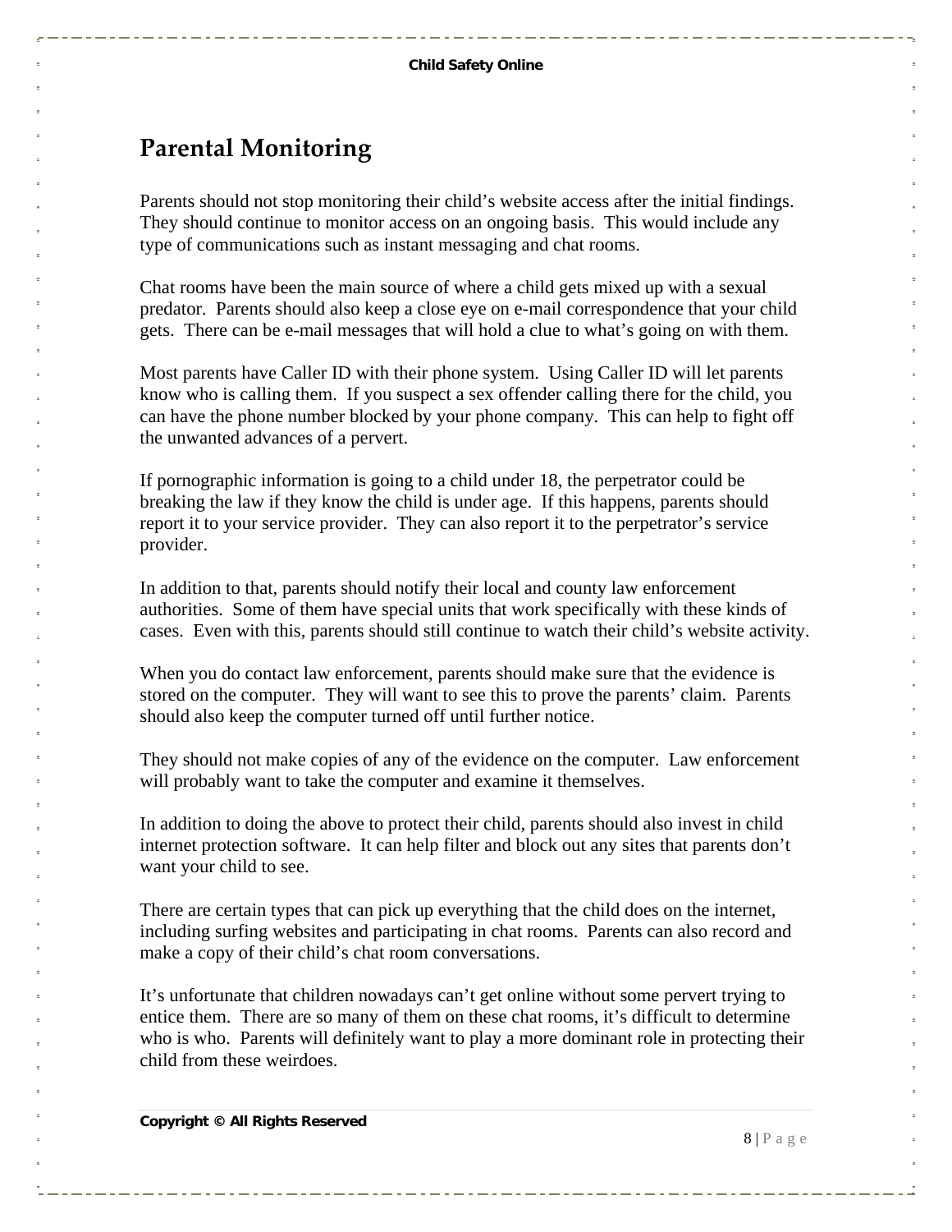## Parental Monitoring

Parents should not stop monitoring their child's website access after the initial findings. They should continue to monitor access on an ongoing basis. This would include any type of communications such as instant messaging and chat rooms.

Chat rooms have been the main source of where a child gets mixed up with a sexual predator. Parents should also keep a close eye on e-mail correspondence that your child gets. There can be e-mail messages that will hold a clue to what's going on with them.

Most parents have Caller ID with their phone system. Using Caller ID will let parents know who is calling them. If you suspect a sex offender calling there for the child, you can have the phone number blocked by your phone company. This can help to fight off the unwanted advances of a pervert.

If pornographic information is going to a child under 18, the perpetrator could be breaking the law if they know the child is under age. If this happens, parents should report it to your service provider. They can also report it to the perpetrator's service provider.

In addition to that, parents should notify their local and county law enforcement authorities. Some of them have special units that work specifically with these kinds of cases. Even with this, parents should still continue to watch their child's website activity.

When you do contact law enforcement, parents should make sure that the evidence is stored on the computer. They will want to see this to prove the parents' claim. Parents should also keep the computer turned off until further notice.

They should not make copies of any of the evidence on the computer. Law enforcement will probably want to take the computer and examine it themselves.

In addition to doing the above to protect their child, parents should also invest in child internet protection software. It can help filter and block out any sites that parents don't want your child to see.

There are certain types that can pick up everything that the child does on the internet, including surfing websites and participating in chat rooms. Parents can also record and make a copy of their child's chat room conversations.

It's unfortunate that children nowadays can't get online without some pervert trying to entice them. There are so many of them on these chat rooms, it's difficult to determine who is who. Parents will definitely want to play a more dominant role in protecting their child from these weirdoes.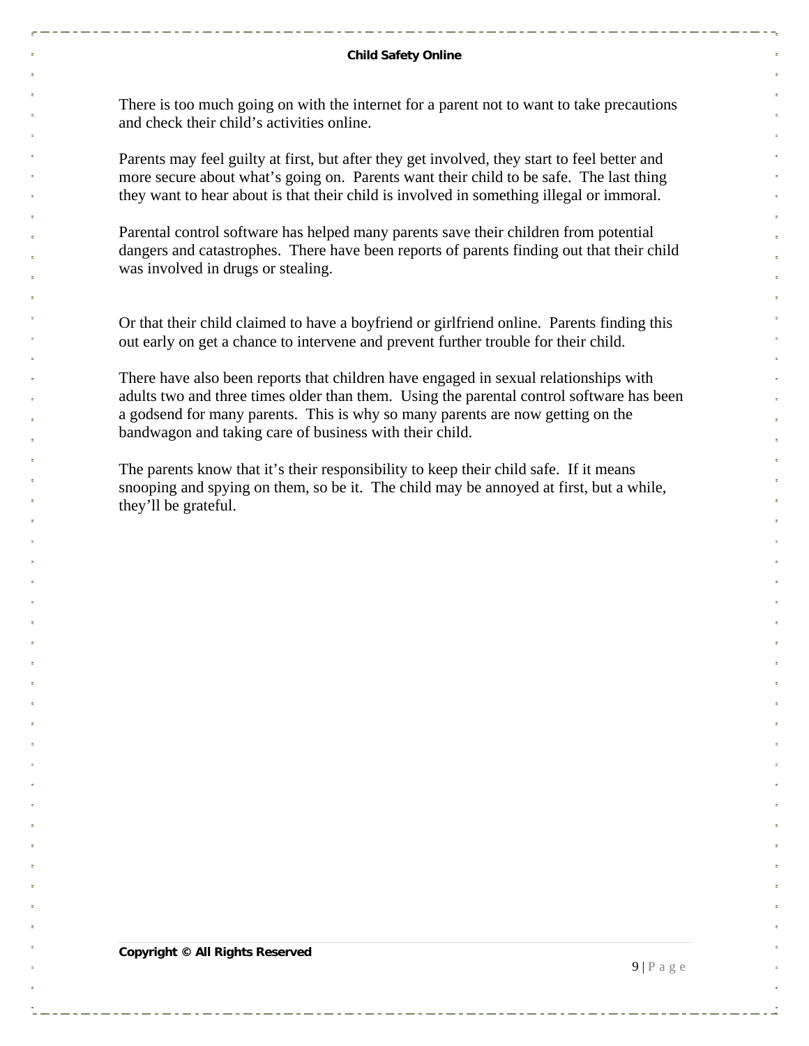There is too much going on with the internet for a parent not to want to take precautions and check their child's activities online.

Parents may feel guilty at first, but after they get involved, they start to feel better and more secure about what's going on. Parents want their child to be safe. The last thing they want to hear about is that their child is involved in something illegal or immoral.

Parental control software has helped many parents save their children from potential dangers and catastrophes. There have been reports of parents finding out that their child was involved in drugs or stealing.

Or that their child claimed to have a boyfriend or girlfriend online. Parents finding this out early on get a chance to intervene and prevent further trouble for their child.

There have also been reports that children have engaged in sexual relationships with adults two and three times older than them. Using the parental control software has been a godsend for many parents. This is why so many parents are now getting on the bandwagon and taking care of business with their child.

The parents know that it's their responsibility to keep their child safe. If it means snooping and spying on them, so be it. The child may be annoyed at first, but a while, they'll be grateful.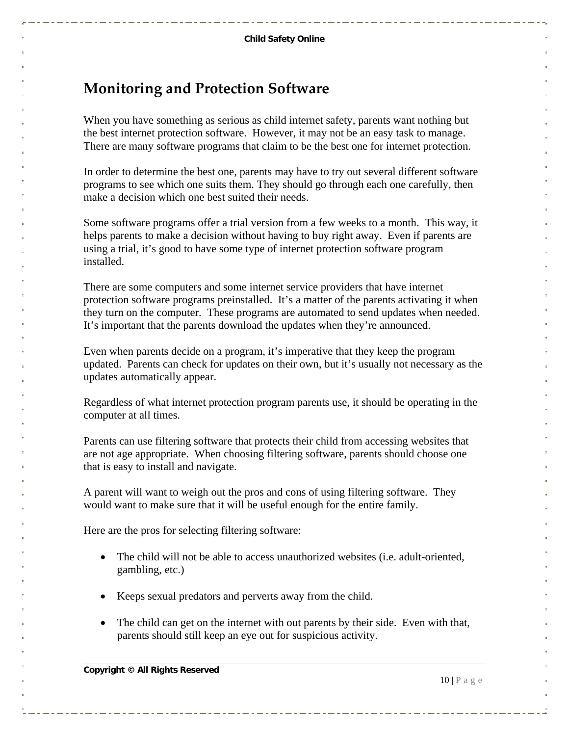# Monitoring and Protection Software

When you have something as serious as child internet safety, parents want nothing but the best internet protection software. However, it may not be an easy task to manage. There are many software programs that claim to be the best one for internet protection.

In order to determine the best one, parents may have to try out several different software programs to see which one suits them. They should go through each one carefully, then make a decision which one best suited their needs.

Some software programs offer a trial version from a few weeks to a month. This way, it helps parents to make a decision without having to buy right away. Even if parents are using a trial, it's good to have some type of internet protection software program installed.

There are some computers and some internet service providers that have internet protection software programs preinstalled. It's a matter of the parents activating it when they turn on the computer. These programs are automated to send updates when needed. It's important that the parents download the updates when they're announced.

Even when parents decide on a program, it's imperative that they keep the program updated. Parents can check for updates on their own, but it's usually not necessary as the updates automatically appear.

Regardless of what internet protection program parents use, it should be operating in the computer at all times.

Parents can use filtering software that protects their child from accessing websites that are not age appropriate. When choosing filtering software, parents should choose one that is easy to install and navigate.

A parent will want to weigh out the pros and cons of using filtering software. They would want to make sure that it will be useful enough for the entire family.

Here are the pros for selecting filtering software:

- The child will not be able to access unauthorized websites (i.e. adult-oriented, gambling, etc.)

- Keeps sexual predators and perverts away from the child.

- The child can get on the internet with out parents by their side. Even with that, parents should still keep an eye out for suspicious activity.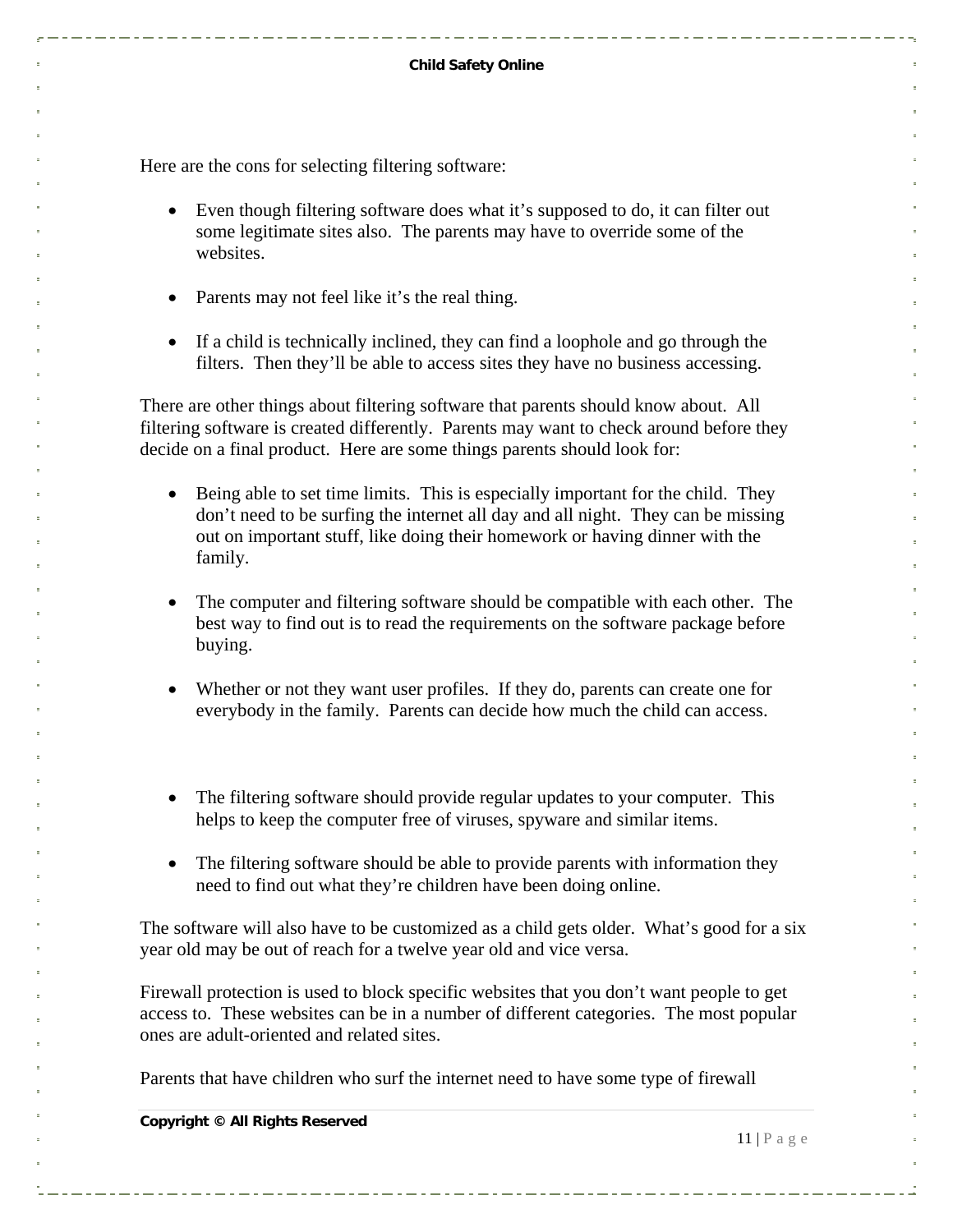Here are the cons for selecting filtering software:

- Even though filtering software does what it's supposed to do, it can filter out some legitimate sites also. The parents may have to override some of the websites.

- Parents may not feel like it's the real thing.

- If a child is technically inclined, they can find a loophole and go through the filters. Then they'll be able to access sites they have no business accessing.

There are other things about filtering software that parents should know about. All filtering software is created differently. Parents may want to check around before they decide on a final product. Here are some things parents should look for:

- Being able to set time limits. This is especially important for the child. They don't need to be surfing the internet all day and all night. They can be missing out on important stuff, like doing their homework or having dinner with the family.

- The computer and filtering software should be compatible with each other. The best way to find out is to read the requirements on the software package before buying.

- Whether or not they want user profiles. If they do, parents can create one for everybody in the family. Parents can decide how much the child can access.

- The filtering software should provide regular updates to your computer. This helps to keep the computer free of viruses, spyware and similar items.

- The filtering software should be able to provide parents with information they need to find out what they're children have been doing online.

The software will also have to be customized as a child gets older. What's good for a six year old may be out of reach for a twelve year old and vice versa.

Firewall protection is used to block specific websites that you don't want people to get access to. These websites can be in a number of different categories. The most popular ones are adult-oriented and related sites.

Parents that have children who surf the internet need to have some type of firewall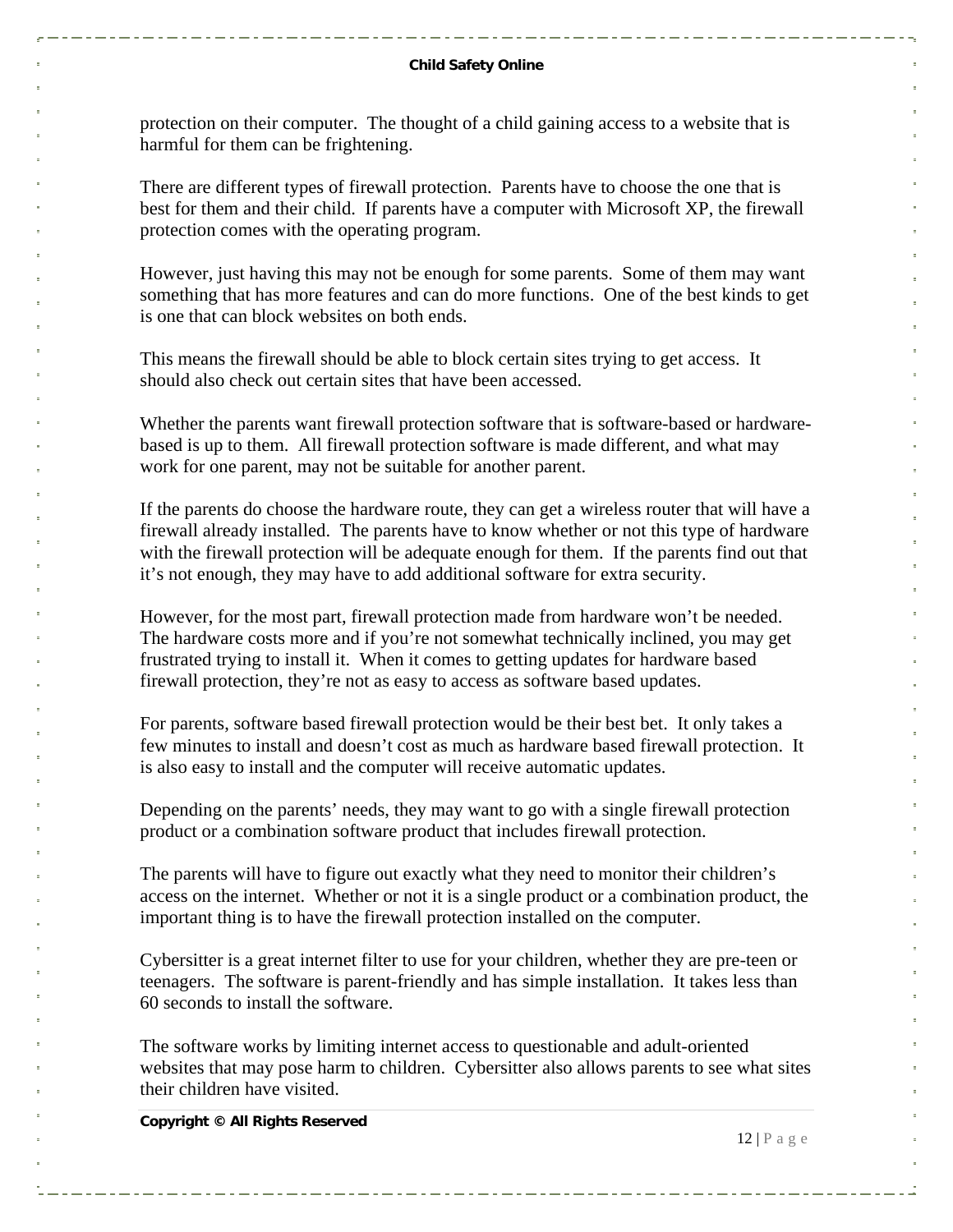protection on their computer. The thought of a child gaining access to a website that is harmful for them can be frightening.

There are different types of firewall protection. Parents have to choose the one that is best for them and their child. If parents have a computer with Microsoft XP, the firewall protection comes with the operating program.

However, just having this may not be enough for some parents. Some of them may want something that has more features and can do more functions. One of the best kinds to get is one that can block websites on both ends.

This means the firewall should be able to block certain sites trying to get access. It should also check out certain sites that have been accessed.

Whether the parents want firewall protection software that is software-based or hardware-based is up to them. All firewall protection software is made different, and what may work for one parent, may not be suitable for another parent.

If the parents do choose the hardware route, they can get a wireless router that will have a firewall already installed. The parents have to know whether or not this type of hardware with the firewall protection will be adequate enough for them. If the parents find out that it's not enough, they may have to add additional software for extra security.

However, for the most part, firewall protection made from hardware won't be needed. The hardware costs more and if you're not somewhat technically inclined, you may get frustrated trying to install it. When it comes to getting updates for hardware based firewall protection, they're not as easy to access as software based updates.

For parents, software based firewall protection would be their best bet. It only takes a few minutes to install and doesn't cost as much as hardware based firewall protection. It is also easy to install and the computer will receive automatic updates.

Depending on the parents' needs, they may want to go with a single firewall protection product or a combination software product that includes firewall protection.

The parents will have to figure out exactly what they need to monitor their children's access on the internet. Whether or not it is a single product or a combination product, the important thing is to have the firewall protection installed on the computer.

Cybersitter is a great internet filter to use for your children, whether they are pre-teen or teenagers. The software is parent-friendly and has simple installation. It takes less than 60 seconds to install the software.

The software works by limiting internet access to questionable and adult-oriented websites that may pose harm to children. Cybersitter also allows parents to see what sites their children have visited.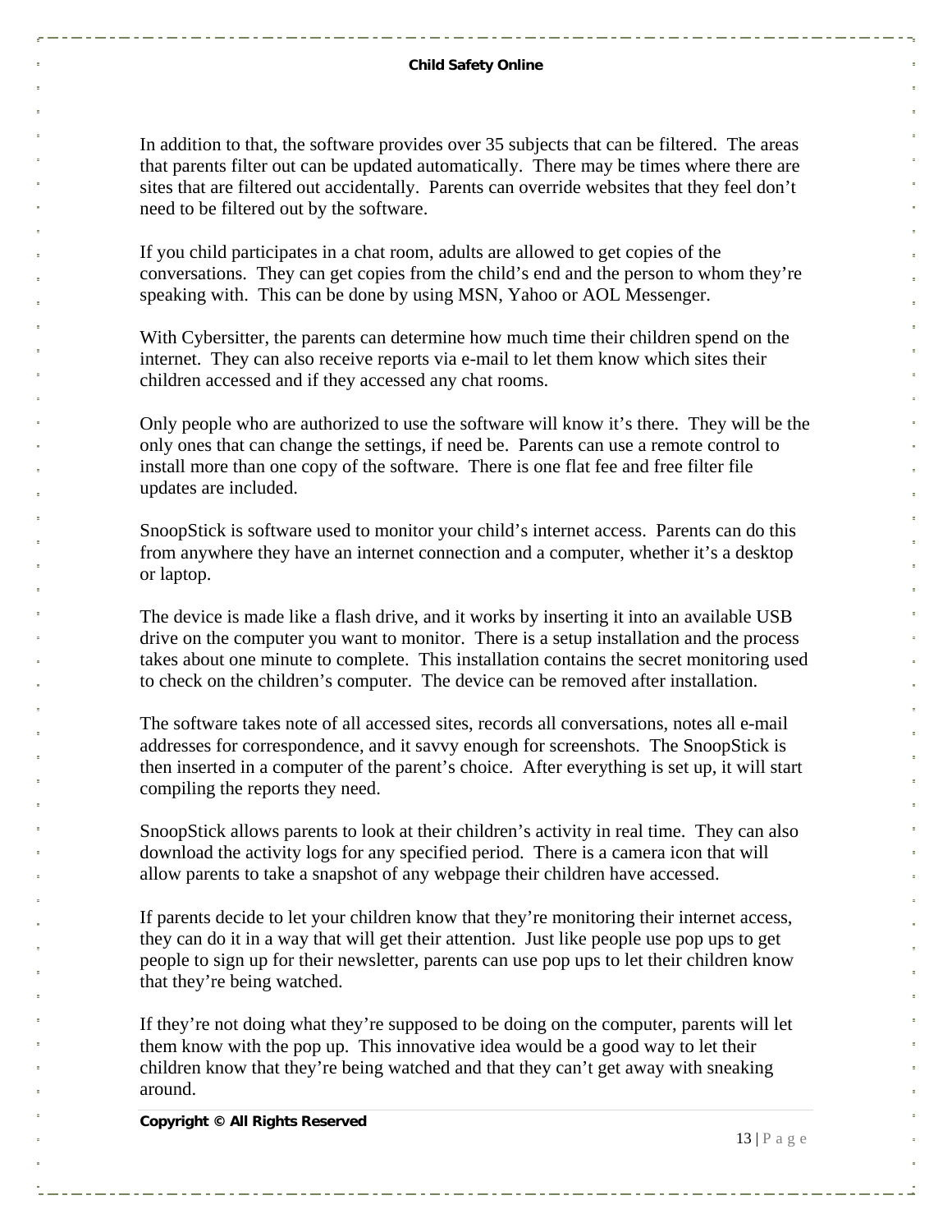In addition to that, the software provides over 35 subjects that can be filtered. The areas that parents filter out can be updated automatically. There may be times where there are sites that are filtered out accidentally. Parents can override websites that they feel don't need to be filtered out by the software.

If you child participates in a chat room, adults are allowed to get copies of the conversations. They can get copies from the child's end and the person to whom they're speaking with. This can be done by using MSN, Yahoo or AOL Messenger.

With Cybersitter, the parents can determine how much time their children spend on the internet. They can also receive reports via e-mail to let them know which sites their children accessed and if they accessed any chat rooms.

Only people who are authorized to use the software will know it's there. They will be the only ones that can change the settings, if need be. Parents can use a remote control to install more than one copy of the software. There is one flat fee and free filter file updates are included.

SnoopStick is software used to monitor your child's internet access. Parents can do this from anywhere they have an internet connection and a computer, whether it's a desktop or laptop.

The device is made like a flash drive, and it works by inserting it into an available USB drive on the computer you want to monitor. There is a setup installation and the process takes about one minute to complete. This installation contains the secret monitoring used to check on the children's computer. The device can be removed after installation.

The software takes note of all accessed sites, records all conversations, notes all e-mail addresses for correspondence, and it savvy enough for screenshots. The SnoopStick is then inserted in a computer of the parent's choice. After everything is set up, it will start compiling the reports they need.

SnoopStick allows parents to look at their children's activity in real time. They can also download the activity logs for any specified period. There is a camera icon that will allow parents to take a snapshot of any webpage their children have accessed.

If parents decide to let your children know that they're monitoring their internet access, they can do it in a way that will get their attention. Just like people use pop ups to get people to sign up for their newsletter, parents can use pop ups to let their children know that they're being watched.

If they're not doing what they're supposed to be doing on the computer, parents will let them know with the pop up. This innovative idea would be a good way to let their children know that they're being watched and that they can't get away with sneaking around.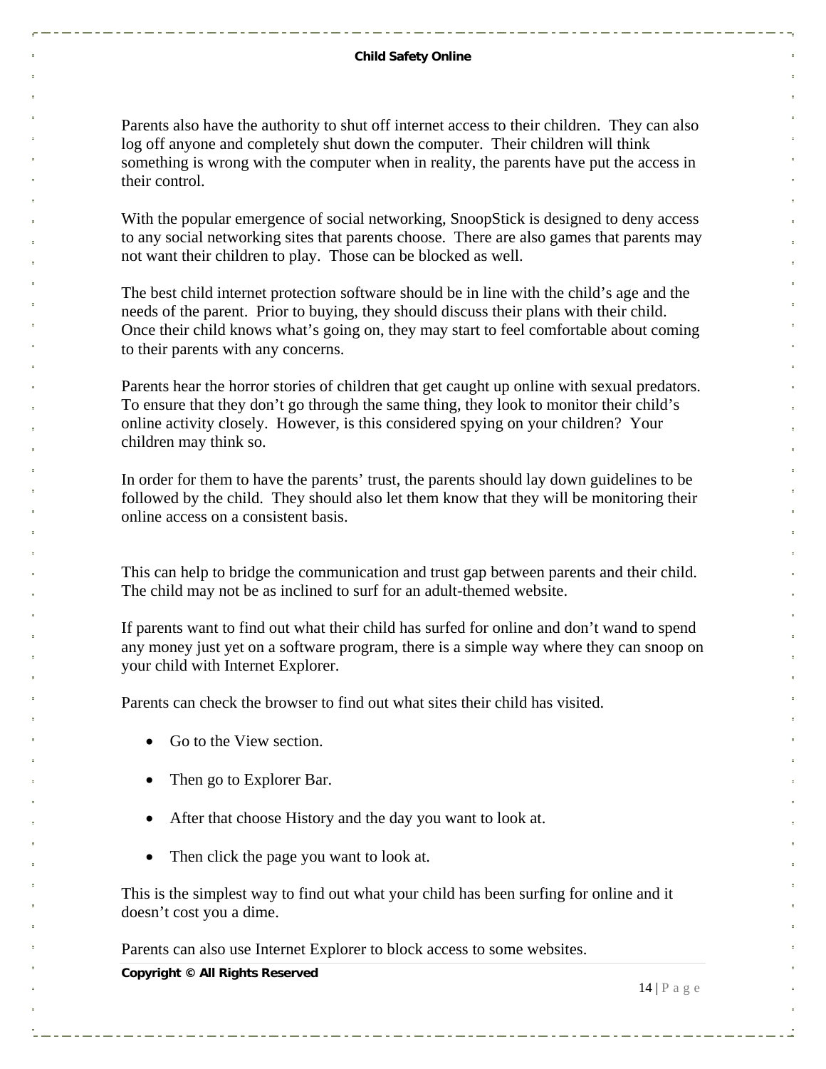Parents also have the authority to shut off internet access to their children. They can also log off anyone and completely shut down the computer. Their children will think something is wrong with the computer when in reality, the parents have put the access in their control.

With the popular emergence of social networking, SnoopStick is designed to deny access to any social networking sites that parents choose. There are also games that parents may not want their children to play. Those can be blocked as well.

The best child internet protection software should be in line with the child's age and the needs of the parent. Prior to buying, they should discuss their plans with their child. Once their child knows what's going on, they may start to feel comfortable about coming to their parents with any concerns.

Parents hear the horror stories of children that get caught up online with sexual predators. To ensure that they don't go through the same thing, they look to monitor their child's online activity closely. However, is this considered spying on your children? Your children may think so.

In order for them to have the parents' trust, the parents should lay down guidelines to be followed by the child. They should also let them know that they will be monitoring their online access on a consistent basis.

This can help to bridge the communication and trust gap between parents and their child. The child may not be as inclined to surf for an adult-themed website.

If parents want to find out what their child has surfed for online and don't wand to spend any money just yet on a software program, there is a simple way where they can snoop on your child with Internet Explorer.

Parents can check the browser to find out what sites their child has visited.

- Go to the View section.
- Then go to Explorer Bar.
- After that choose History and the day you want to look at.
- Then click the page you want to look at.

This is the simplest way to find out what your child has been surfing for online and it doesn't cost you a dime.

Parents can also use Internet Explorer to block access to some websites.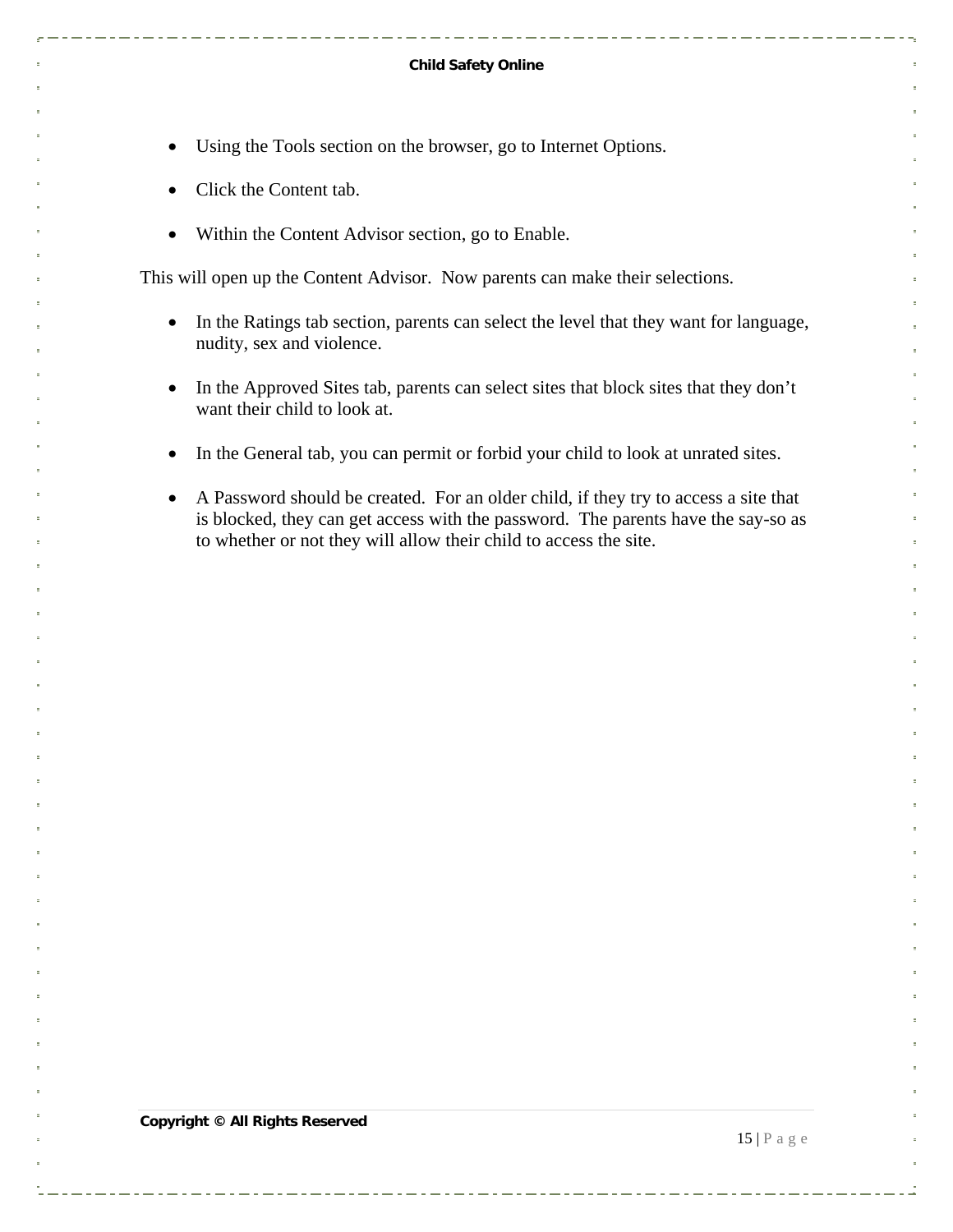- Using the Tools section on the browser, go to Internet Options.
- Click the Content tab.
- Within the Content Advisor section, go to Enable.

This will open up the Content Advisor. Now parents can make their selections.

- In the Ratings tab section, parents can select the level that they want for language, nudity, sex and violence.
- In the Approved Sites tab, parents can select sites that block sites that they don't want their child to look at.
- In the General tab, you can permit or forbid your child to look at unrated sites.
- A Password should be created. For an older child, if they try to access a site that is blocked, they can get access with the password. The parents have the say-so as to whether or not they will allow their child to access the site.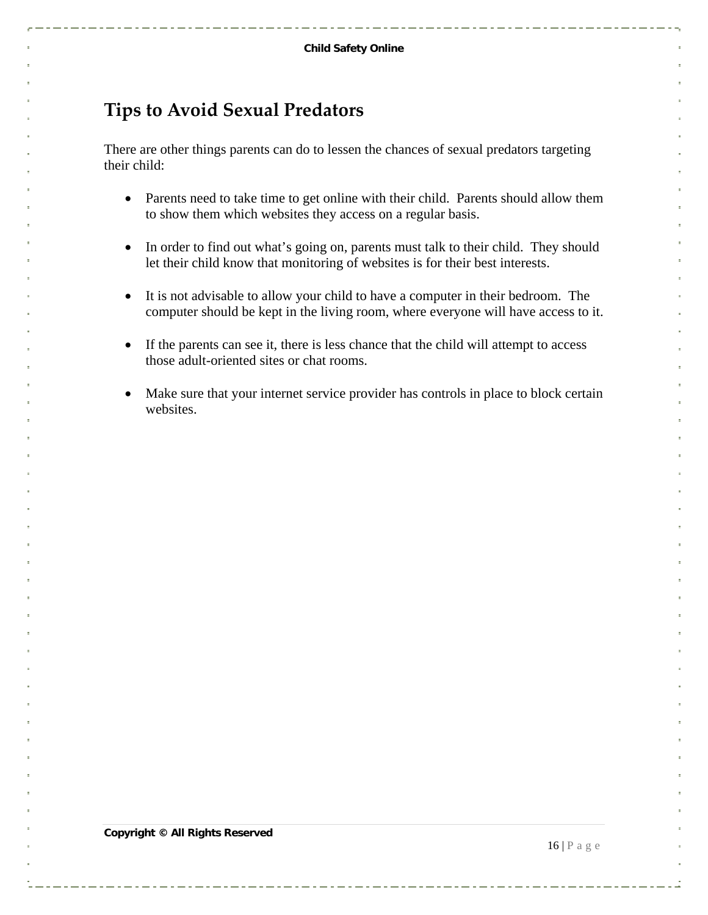## Tips to Avoid Sexual Predators

There are other things parents can do to lessen the chances of sexual predators targeting their child:

- Parents need to take time to get online with their child.  Parents should allow them to show them which websites they access on a regular basis.

- In order to find out what's going on, parents must talk to their child.  They should let their child know that monitoring of websites is for their best interests.

- It is not advisable to allow your child to have a computer in their bedroom.  The computer should be kept in the living room, where everyone will have access to it.

- If the parents can see it, there is less chance that the child will attempt to access those adult-oriented sites or chat rooms.

- Make sure that your internet service provider has controls in place to block certain websites.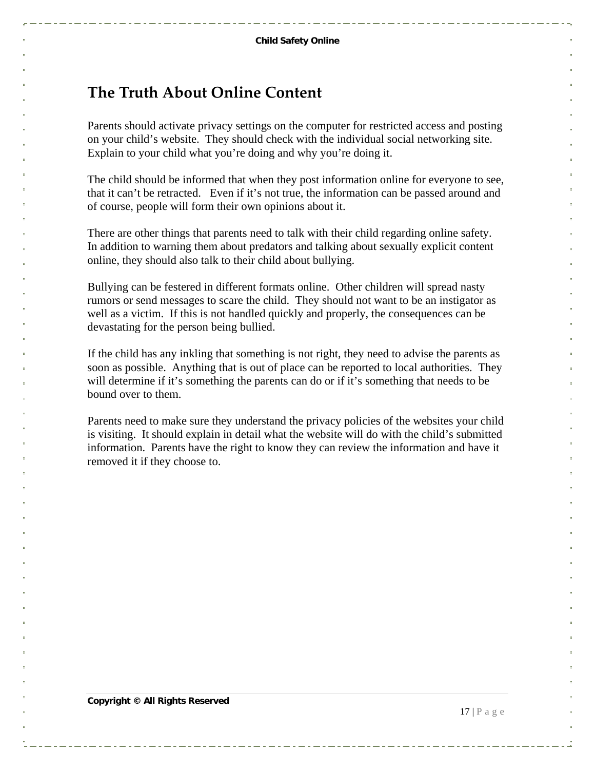## The Truth About Online Content

Parents should activate privacy settings on the computer for restricted access and posting on your child's website.  They should check with the individual social networking site.  Explain to your child what you're doing and why you're doing it.

The child should be informed that when they post information online for everyone to see, that it can't be retracted.   Even if it's not true, the information can be passed around and of course, people will form their own opinions about it.

There are other things that parents need to talk with their child regarding online safety.  In addition to warning them about predators and talking about sexually explicit content online, they should also talk to their child about bullying.

Bullying can be festered in different formats online.  Other children will spread nasty rumors or send messages to scare the child.  They should not want to be an instigator as well as a victim.  If this is not handled quickly and properly, the consequences can be devastating for the person being bullied.

If the child has any inkling that something is not right, they need to advise the parents as soon as possible.  Anything that is out of place can be reported to local authorities.  They will determine if it's something the parents can do or if it's something that needs to be bound over to them.

Parents need to make sure they understand the privacy policies of the websites your child is visiting.  It should explain in detail what the website will do with the child's submitted information.  Parents have the right to know they can review the information and have it removed it if they choose to.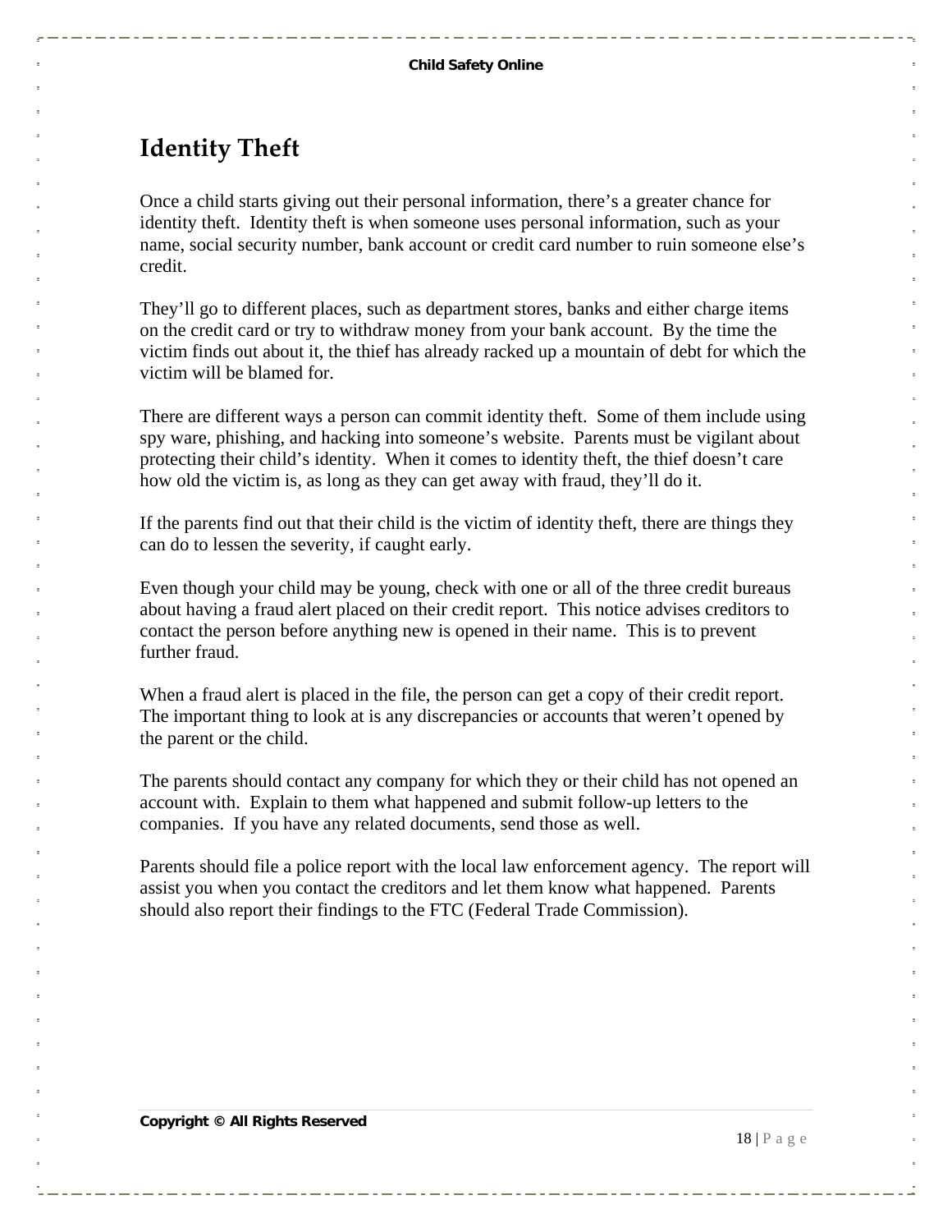## Identity Theft

Once a child starts giving out their personal information, there's a greater chance for identity theft. Identity theft is when someone uses personal information, such as your name, social security number, bank account or credit card number to ruin someone else's credit.

They'll go to different places, such as department stores, banks and either charge items on the credit card or try to withdraw money from your bank account. By the time the victim finds out about it, the thief has already racked up a mountain of debt for which the victim will be blamed for.

There are different ways a person can commit identity theft. Some of them include using spy ware, phishing, and hacking into someone's website. Parents must be vigilant about protecting their child's identity. When it comes to identity theft, the thief doesn't care how old the victim is, as long as they can get away with fraud, they'll do it.

If the parents find out that their child is the victim of identity theft, there are things they can do to lessen the severity, if caught early.

Even though your child may be young, check with one or all of the three credit bureaus about having a fraud alert placed on their credit report. This notice advises creditors to contact the person before anything new is opened in their name. This is to prevent further fraud.

When a fraud alert is placed in the file, the person can get a copy of their credit report. The important thing to look at is any discrepancies or accounts that weren't opened by the parent or the child.

The parents should contact any company for which they or their child has not opened an account with. Explain to them what happened and submit follow-up letters to the companies. If you have any related documents, send those as well.

Parents should file a police report with the local law enforcement agency. The report will assist you when you contact the creditors and let them know what happened. Parents should also report their findings to the FTC (Federal Trade Commission).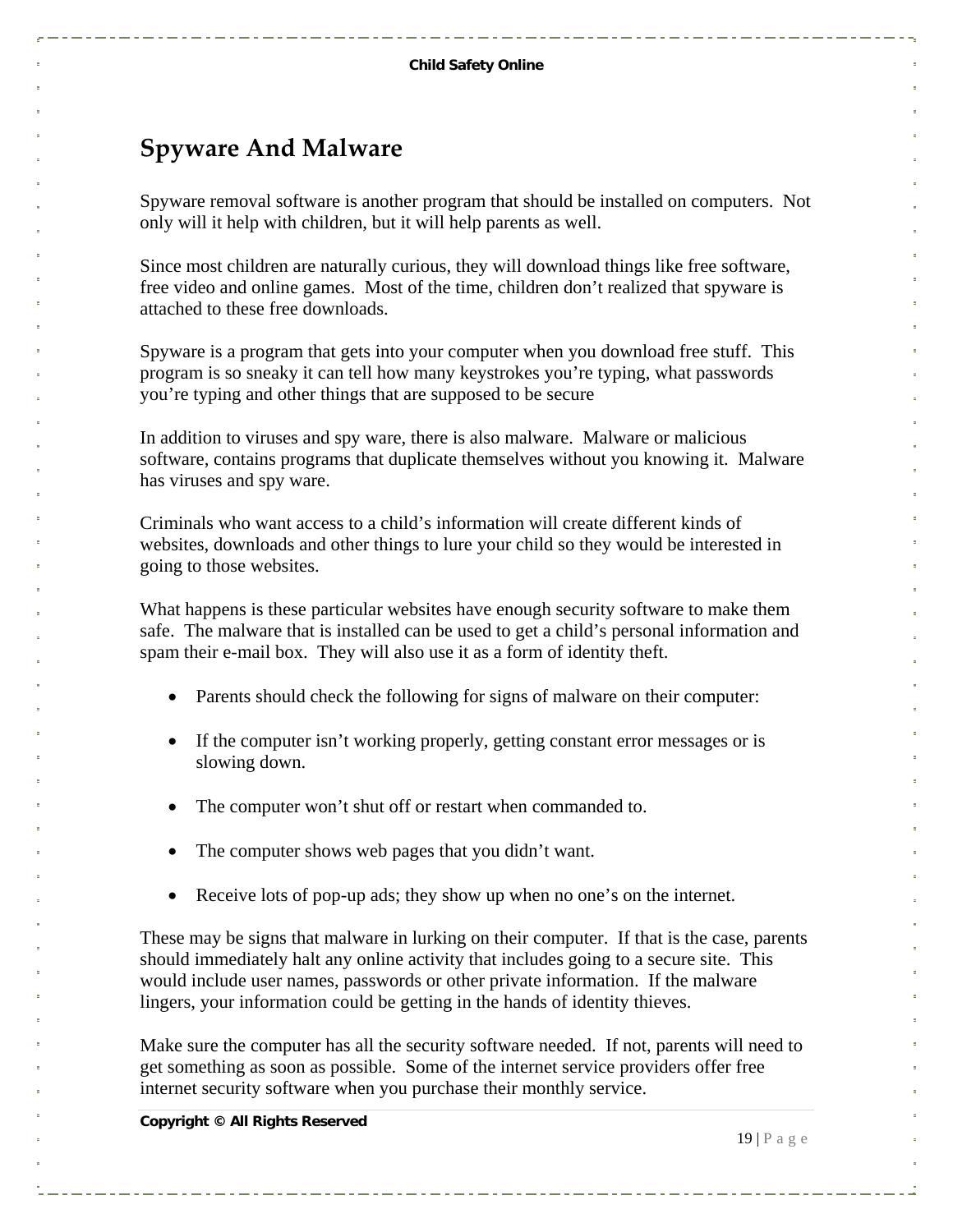## Spyware And Malware

Spyware removal software is another program that should be installed on computers. Not only will it help with children, but it will help parents as well.

Since most children are naturally curious, they will download things like free software, free video and online games. Most of the time, children don't realized that spyware is attached to these free downloads.

Spyware is a program that gets into your computer when you download free stuff. This program is so sneaky it can tell how many keystrokes you're typing, what passwords you're typing and other things that are supposed to be secure

In addition to viruses and spy ware, there is also malware. Malware or malicious software, contains programs that duplicate themselves without you knowing it. Malware has viruses and spy ware.

Criminals who want access to a child's information will create different kinds of websites, downloads and other things to lure your child so they would be interested in going to those websites.

What happens is these particular websites have enough security software to make them safe. The malware that is installed can be used to get a child's personal information and spam their e-mail box. They will also use it as a form of identity theft.

- Parents should check the following for signs of malware on their computer:
- If the computer isn't working properly, getting constant error messages or is slowing down.
- The computer won't shut off or restart when commanded to.
- The computer shows web pages that you didn't want.
- Receive lots of pop-up ads; they show up when no one's on the internet.

These may be signs that malware in lurking on their computer. If that is the case, parents should immediately halt any online activity that includes going to a secure site. This would include user names, passwords or other private information. If the malware lingers, your information could be getting in the hands of identity thieves.

Make sure the computer has all the security software needed. If not, parents will need to get something as soon as possible. Some of the internet service providers offer free internet security software when you purchase their monthly service.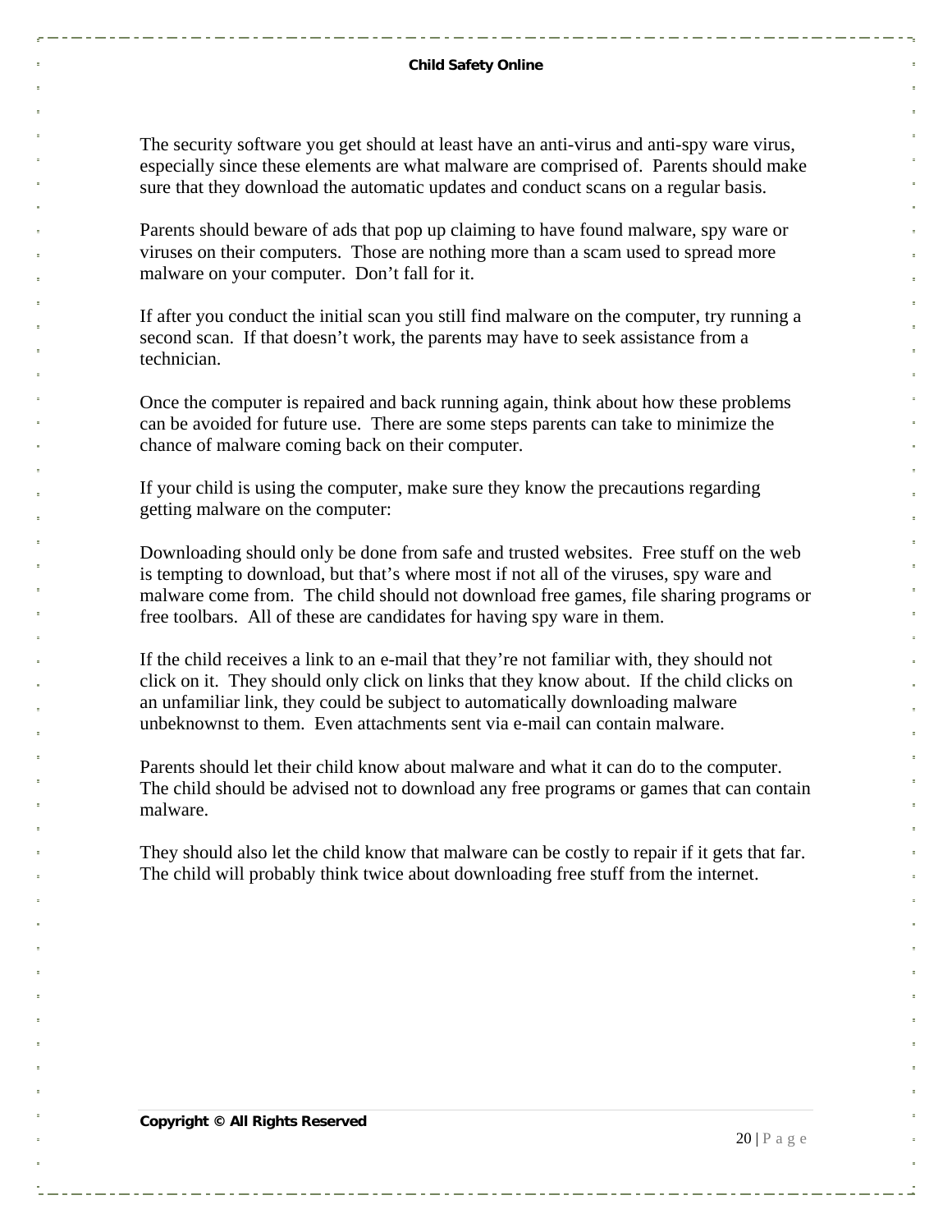The security software you get should at least have an anti-virus and anti-spy ware virus, especially since these elements are what malware are comprised of. Parents should make sure that they download the automatic updates and conduct scans on a regular basis.

Parents should beware of ads that pop up claiming to have found malware, spy ware or viruses on their computers. Those are nothing more than a scam used to spread more malware on your computer. Don't fall for it.

If after you conduct the initial scan you still find malware on the computer, try running a second scan. If that doesn't work, the parents may have to seek assistance from a technician.

Once the computer is repaired and back running again, think about how these problems can be avoided for future use. There are some steps parents can take to minimize the chance of malware coming back on their computer.

If your child is using the computer, make sure they know the precautions regarding getting malware on the computer:

Downloading should only be done from safe and trusted websites. Free stuff on the web is tempting to download, but that's where most if not all of the viruses, spy ware and malware come from. The child should not download free games, file sharing programs or free toolbars. All of these are candidates for having spy ware in them.

If the child receives a link to an e-mail that they're not familiar with, they should not click on it. They should only click on links that they know about. If the child clicks on an unfamiliar link, they could be subject to automatically downloading malware unbeknownst to them. Even attachments sent via e-mail can contain malware.

Parents should let their child know about malware and what it can do to the computer. The child should be advised not to download any free programs or games that can contain malware.

They should also let the child know that malware can be costly to repair if it gets that far. The child will probably think twice about downloading free stuff from the internet.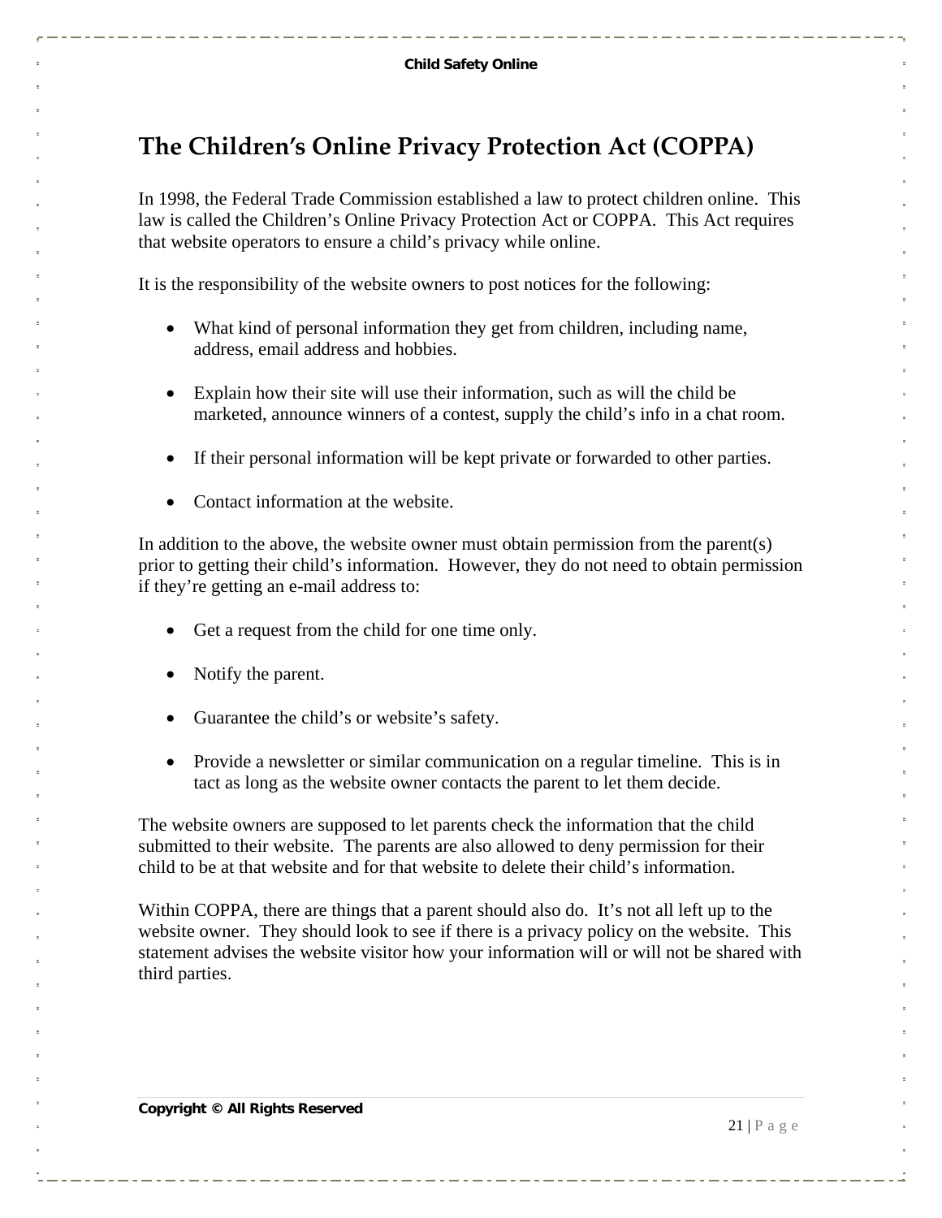# The Children's Online Privacy Protection Act (COPPA)

In 1998, the Federal Trade Commission established a law to protect children online. This law is called the Children's Online Privacy Protection Act or COPPA. This Act requires that website operators to ensure a child's privacy while online.

It is the responsibility of the website owners to post notices for the following:

- What kind of personal information they get from children, including name, address, email address and hobbies.
- Explain how their site will use their information, such as will the child be marketed, announce winners of a contest, supply the child's info in a chat room.
- If their personal information will be kept private or forwarded to other parties.
- Contact information at the website.

In addition to the above, the website owner must obtain permission from the parent(s) prior to getting their child's information. However, they do not need to obtain permission if they're getting an e-mail address to:

- Get a request from the child for one time only.
- Notify the parent.
- Guarantee the child's or website's safety.
- Provide a newsletter or similar communication on a regular timeline. This is in tact as long as the website owner contacts the parent to let them decide.

The website owners are supposed to let parents check the information that the child submitted to their website. The parents are also allowed to deny permission for their child to be at that website and for that website to delete their child's information.

Within COPPA, there are things that a parent should also do. It's not all left up to the website owner. They should look to see if there is a privacy policy on the website. This statement advises the website visitor how your information will or will not be shared with third parties.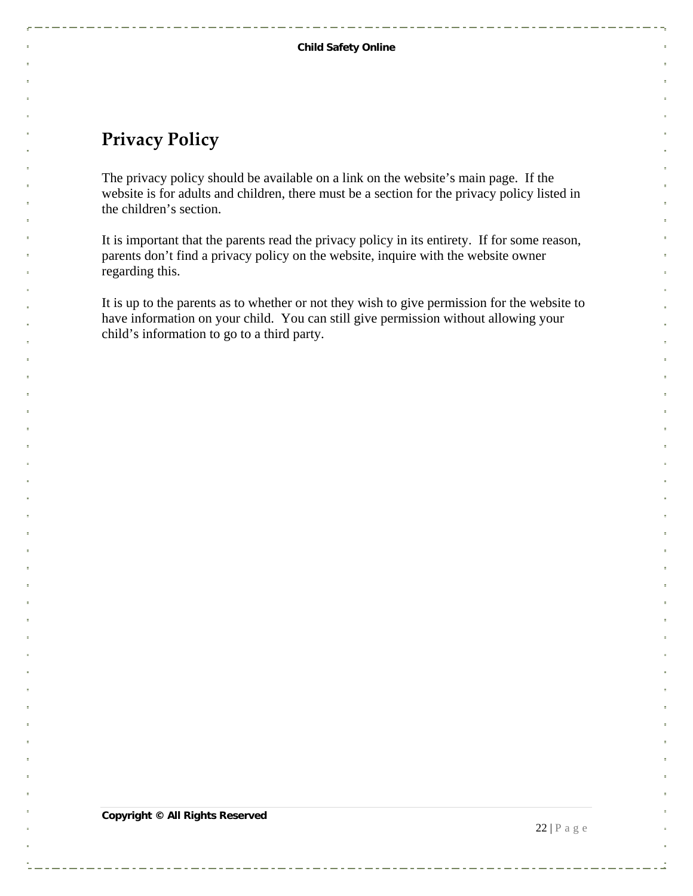## Privacy Policy

The privacy policy should be available on a link on the website's main page. If the website is for adults and children, there must be a section for the privacy policy listed in the children's section.

It is important that the parents read the privacy policy in its entirety. If for some reason, parents don't find a privacy policy on the website, inquire with the website owner regarding this.

It is up to the parents as to whether or not they wish to give permission for the website to have information on your child. You can still give permission without allowing your child's information to go to a third party.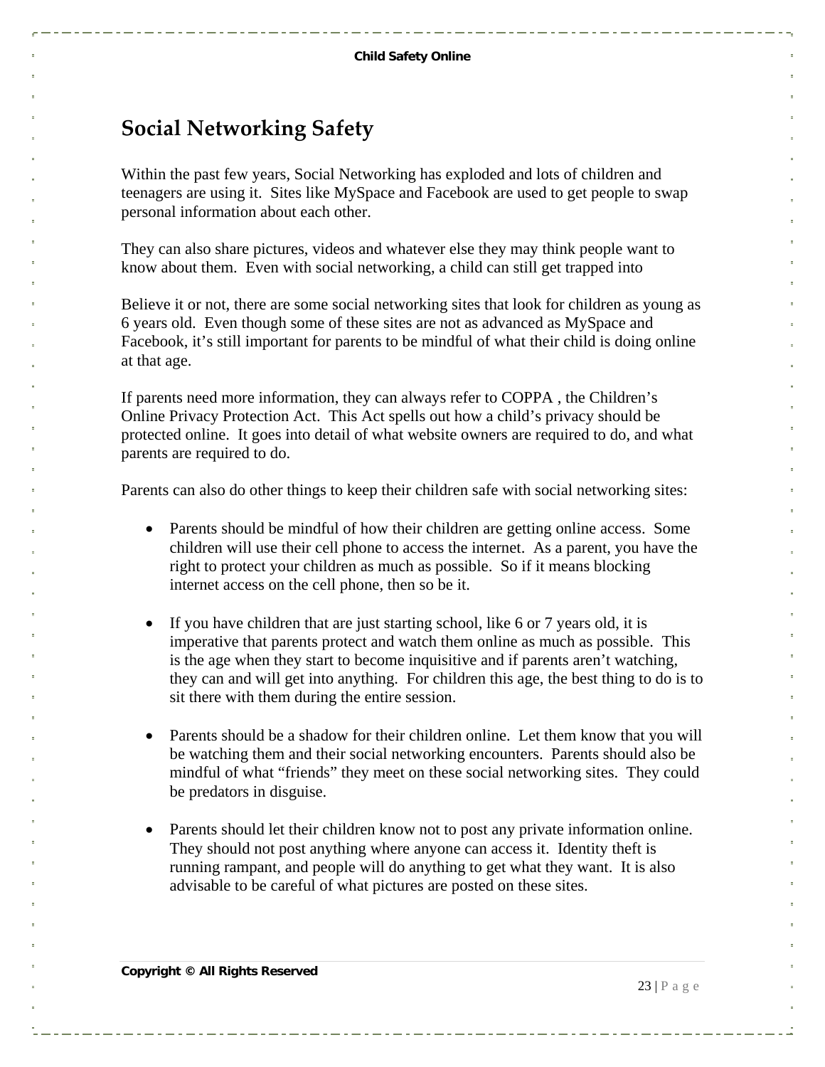## Social Networking Safety

Within the past few years, Social Networking has exploded and lots of children and teenagers are using it. Sites like MySpace and Facebook are used to get people to swap personal information about each other.

They can also share pictures, videos and whatever else they may think people want to know about them. Even with social networking, a child can still get trapped into

Believe it or not, there are some social networking sites that look for children as young as 6 years old. Even though some of these sites are not as advanced as MySpace and Facebook, it's still important for parents to be mindful of what their child is doing online at that age.

If parents need more information, they can always refer to COPPA , the Children's Online Privacy Protection Act. This Act spells out how a child's privacy should be protected online. It goes into detail of what website owners are required to do, and what parents are required to do.

Parents can also do other things to keep their children safe with social networking sites:

- Parents should be mindful of how their children are getting online access. Some children will use their cell phone to access the internet. As a parent, you have the right to protect your children as much as possible. So if it means blocking internet access on the cell phone, then so be it.

- If you have children that are just starting school, like 6 or 7 years old, it is imperative that parents protect and watch them online as much as possible. This is the age when they start to become inquisitive and if parents aren't watching, they can and will get into anything. For children this age, the best thing to do is to sit there with them during the entire session.

- Parents should be a shadow for their children online. Let them know that you will be watching them and their social networking encounters. Parents should also be mindful of what "friends" they meet on these social networking sites. They could be predators in disguise.

- Parents should let their children know not to post any private information online. They should not post anything where anyone can access it. Identity theft is running rampant, and people will do anything to get what they want. It is also advisable to be careful of what pictures are posted on these sites.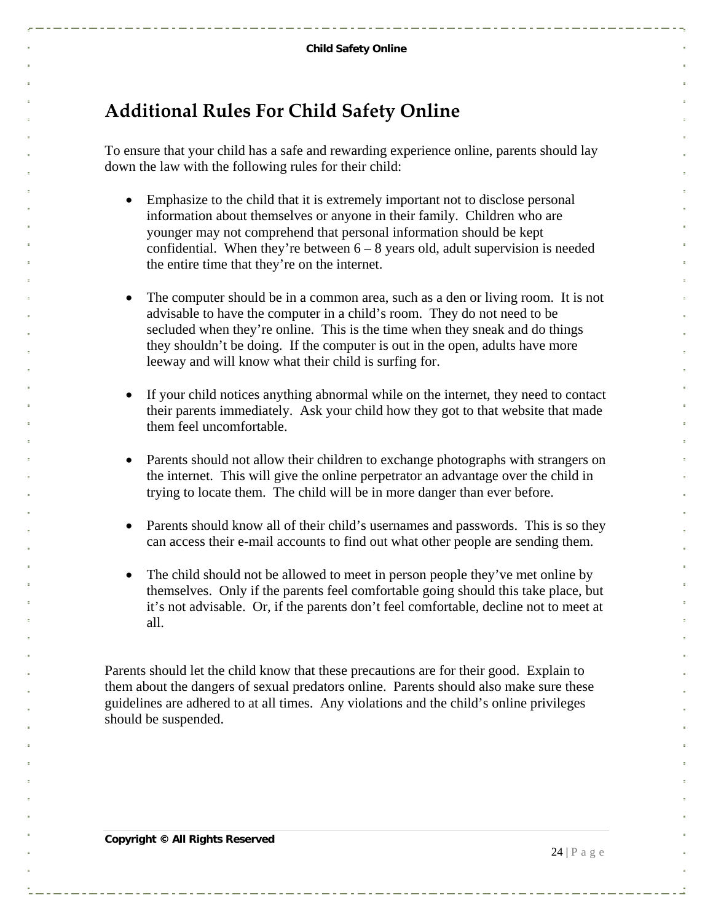## Additional Rules For Child Safety Online

To ensure that your child has a safe and rewarding experience online, parents should lay down the law with the following rules for their child:

- Emphasize to the child that it is extremely important not to disclose personal information about themselves or anyone in their family. Children who are younger may not comprehend that personal information should be kept confidential. When they're between 6 – 8 years old, adult supervision is needed the entire time that they're on the internet.

- The computer should be in a common area, such as a den or living room. It is not advisable to have the computer in a child's room. They do not need to be secluded when they're online. This is the time when they sneak and do things they shouldn't be doing. If the computer is out in the open, adults have more leeway and will know what their child is surfing for.

- If your child notices anything abnormal while on the internet, they need to contact their parents immediately. Ask your child how they got to that website that made them feel uncomfortable.

- Parents should not allow their children to exchange photographs with strangers on the internet. This will give the online perpetrator an advantage over the child in trying to locate them. The child will be in more danger than ever before.

- Parents should know all of their child's usernames and passwords. This is so they can access their e-mail accounts to find out what other people are sending them.

- The child should not be allowed to meet in person people they've met online by themselves. Only if the parents feel comfortable going should this take place, but it's not advisable. Or, if the parents don't feel comfortable, decline not to meet at all.

Parents should let the child know that these precautions are for their good. Explain to them about the dangers of sexual predators online. Parents should also make sure these guidelines are adhered to at all times. Any violations and the child's online privileges should be suspended.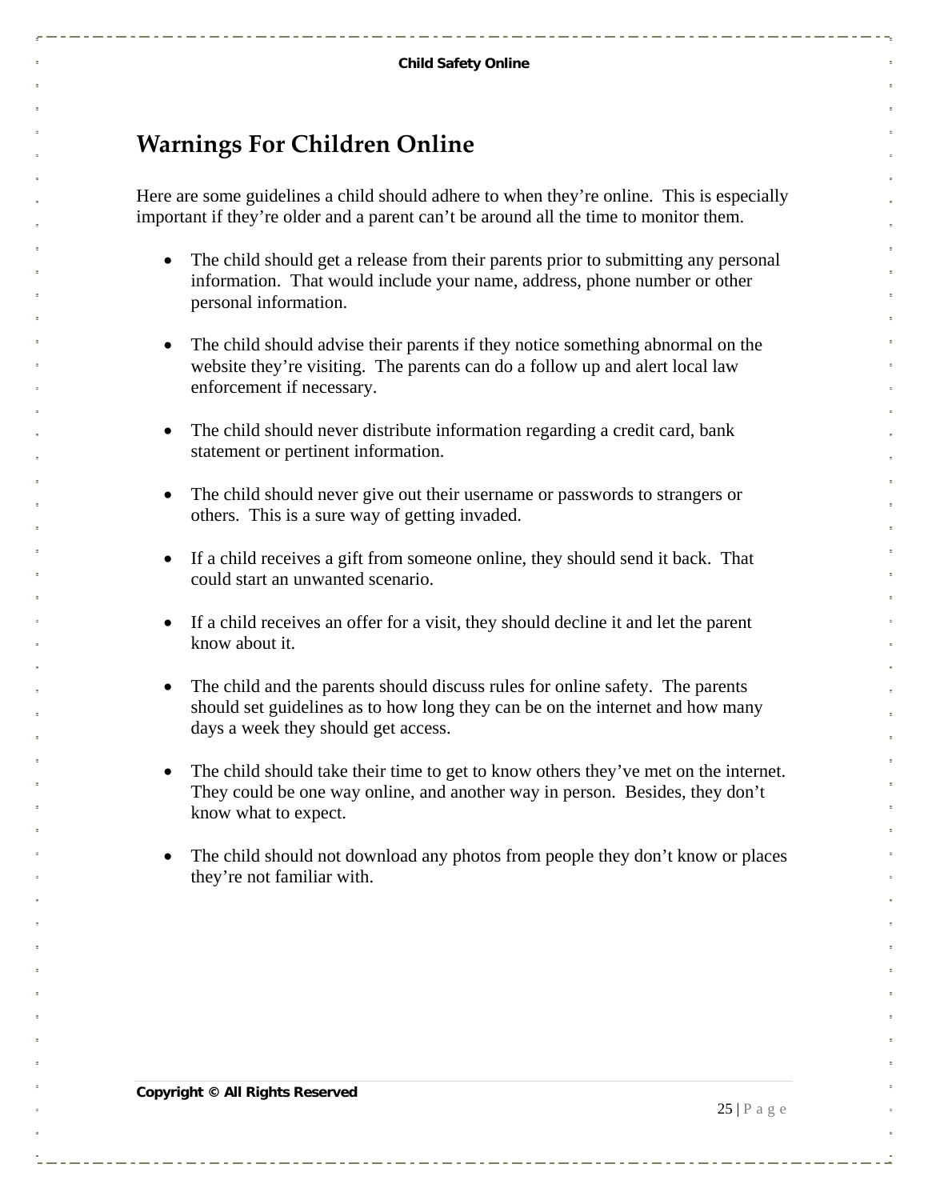## Warnings For Children Online

Here are some guidelines a child should adhere to when they're online. This is especially important if they're older and a parent can't be around all the time to monitor them.

- The child should get a release from their parents prior to submitting any personal information. That would include your name, address, phone number or other personal information.

- The child should advise their parents if they notice something abnormal on the website they're visiting. The parents can do a follow up and alert local law enforcement if necessary.

- The child should never distribute information regarding a credit card, bank statement or pertinent information.

- The child should never give out their username or passwords to strangers or others. This is a sure way of getting invaded.

- If a child receives a gift from someone online, they should send it back. That could start an unwanted scenario.

- If a child receives an offer for a visit, they should decline it and let the parent know about it.

- The child and the parents should discuss rules for online safety. The parents should set guidelines as to how long they can be on the internet and how many days a week they should get access.

- The child should take their time to get to know others they've met on the internet. They could be one way online, and another way in person. Besides, they don't know what to expect.

- The child should not download any photos from people they don't know or places they're not familiar with.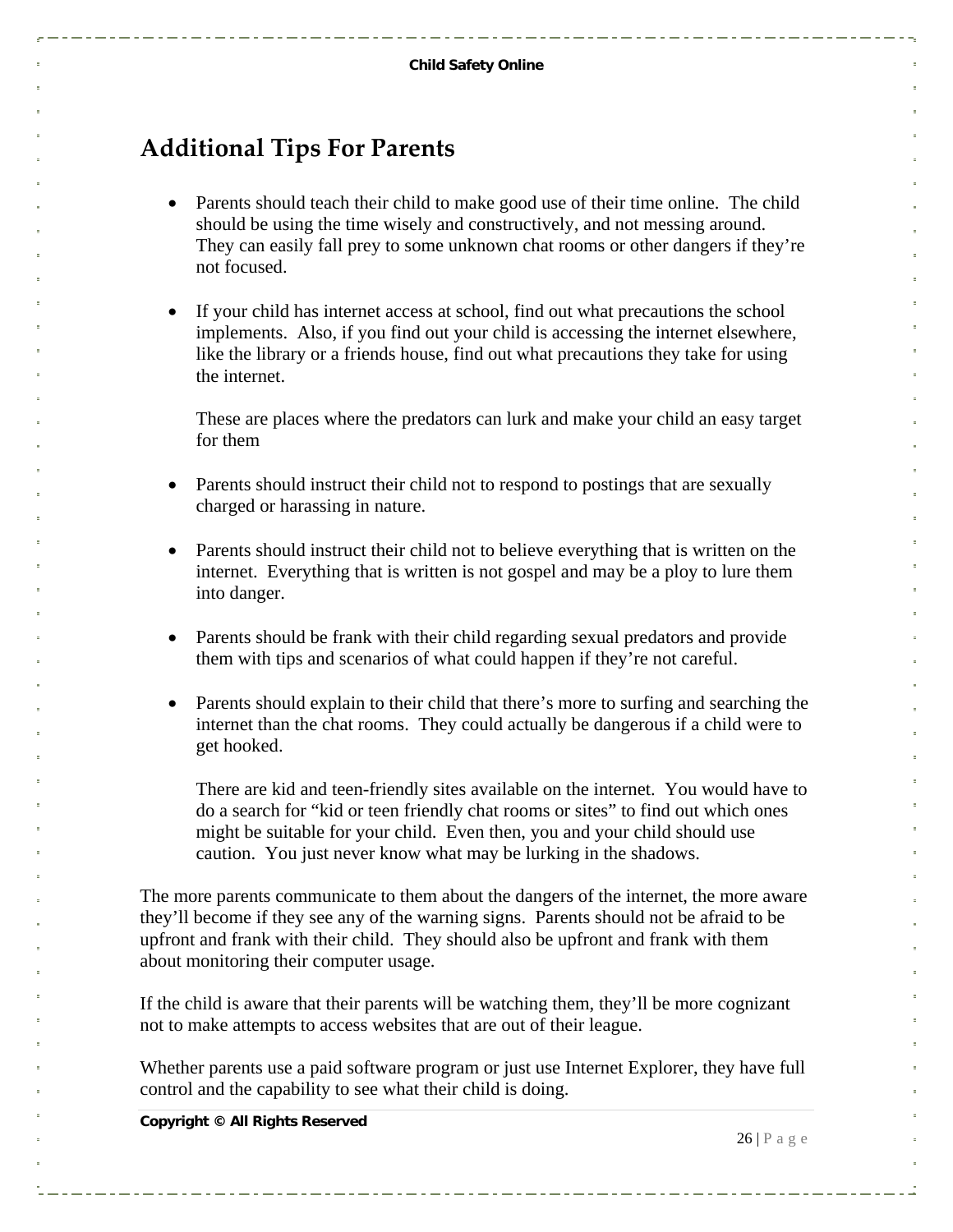## Additional Tips For Parents

- Parents should teach their child to make good use of their time online. The child should be using the time wisely and constructively, and not messing around. They can easily fall prey to some unknown chat rooms or other dangers if they're not focused.

- If your child has internet access at school, find out what precautions the school implements. Also, if you find out your child is accessing the internet elsewhere, like the library or a friends house, find out what precautions they take for using the internet.

  These are places where the predators can lurk and make your child an easy target for them

- Parents should instruct their child not to respond to postings that are sexually charged or harassing in nature.

- Parents should instruct their child not to believe everything that is written on the internet. Everything that is written is not gospel and may be a ploy to lure them into danger.

- Parents should be frank with their child regarding sexual predators and provide them with tips and scenarios of what could happen if they're not careful.

- Parents should explain to their child that there's more to surfing and searching the internet than the chat rooms. They could actually be dangerous if a child were to get hooked.

  There are kid and teen-friendly sites available on the internet. You would have to do a search for "kid or teen friendly chat rooms or sites" to find out which ones might be suitable for your child. Even then, you and your child should use caution. You just never know what may be lurking in the shadows.

The more parents communicate to them about the dangers of the internet, the more aware they'll become if they see any of the warning signs. Parents should not be afraid to be upfront and frank with their child. They should also be upfront and frank with them about monitoring their computer usage.

If the child is aware that their parents will be watching them, they'll be more cognizant not to make attempts to access websites that are out of their league.

Whether parents use a paid software program or just use Internet Explorer, they have full control and the capability to see what their child is doing.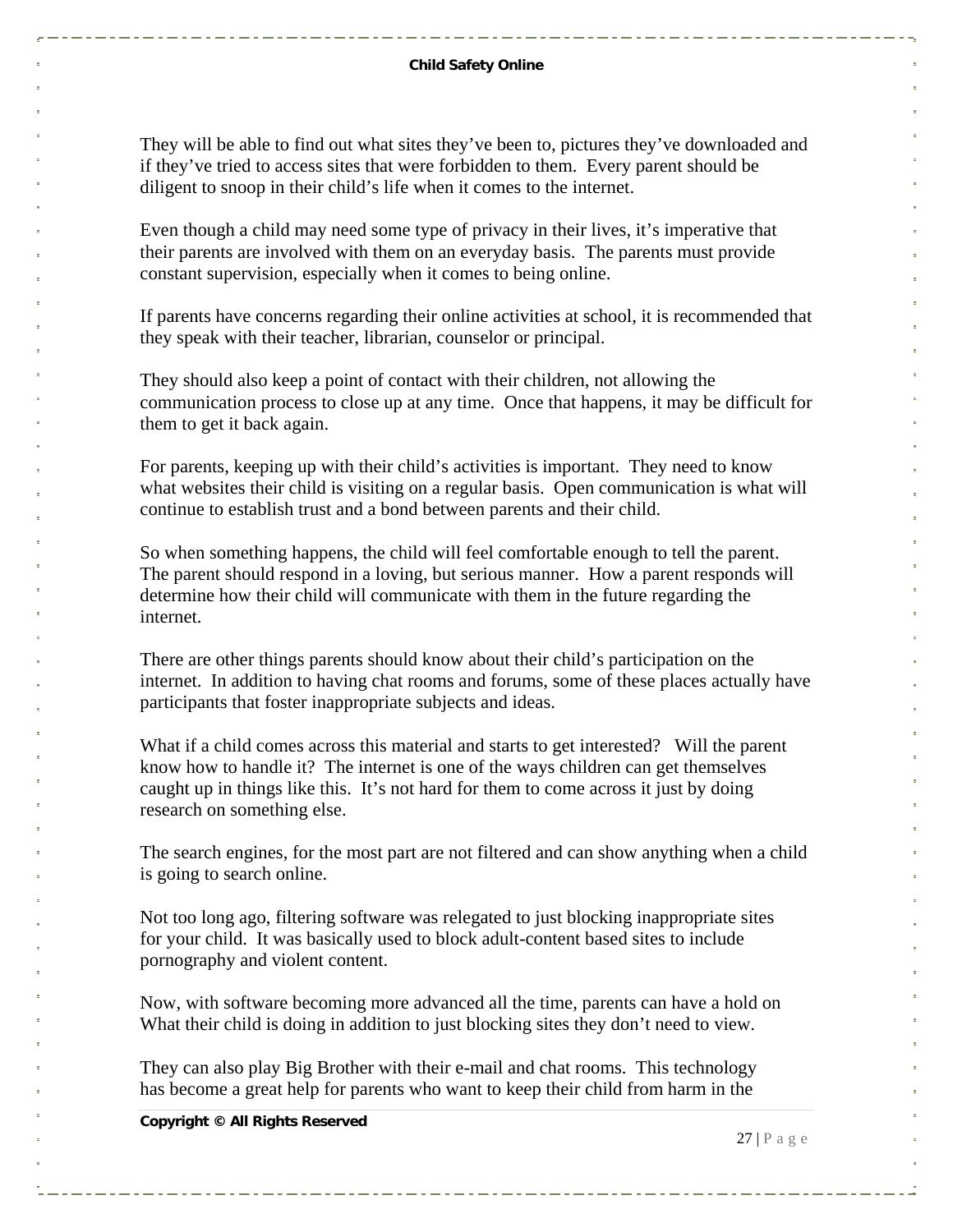They will be able to find out what sites they've been to, pictures they've downloaded and if they've tried to access sites that were forbidden to them. Every parent should be diligent to snoop in their child's life when it comes to the internet.

Even though a child may need some type of privacy in their lives, it's imperative that their parents are involved with them on an everyday basis. The parents must provide constant supervision, especially when it comes to being online.

If parents have concerns regarding their online activities at school, it is recommended that they speak with their teacher, librarian, counselor or principal.

They should also keep a point of contact with their children, not allowing the communication process to close up at any time. Once that happens, it may be difficult for them to get it back again.

For parents, keeping up with their child's activities is important. They need to know what websites their child is visiting on a regular basis. Open communication is what will continue to establish trust and a bond between parents and their child.

So when something happens, the child will feel comfortable enough to tell the parent. The parent should respond in a loving, but serious manner. How a parent responds will determine how their child will communicate with them in the future regarding the internet.

There are other things parents should know about their child's participation on the internet. In addition to having chat rooms and forums, some of these places actually have participants that foster inappropriate subjects and ideas.

What if a child comes across this material and starts to get interested? Will the parent know how to handle it? The internet is one of the ways children can get themselves caught up in things like this. It's not hard for them to come across it just by doing research on something else.

The search engines, for the most part are not filtered and can show anything when a child is going to search online.

Not too long ago, filtering software was relegated to just blocking inappropriate sites for your child. It was basically used to block adult-content based sites to include pornography and violent content.

Now, with software becoming more advanced all the time, parents can have a hold on What their child is doing in addition to just blocking sites they don't need to view.

They can also play Big Brother with their e-mail and chat rooms. This technology has become a great help for parents who want to keep their child from harm in the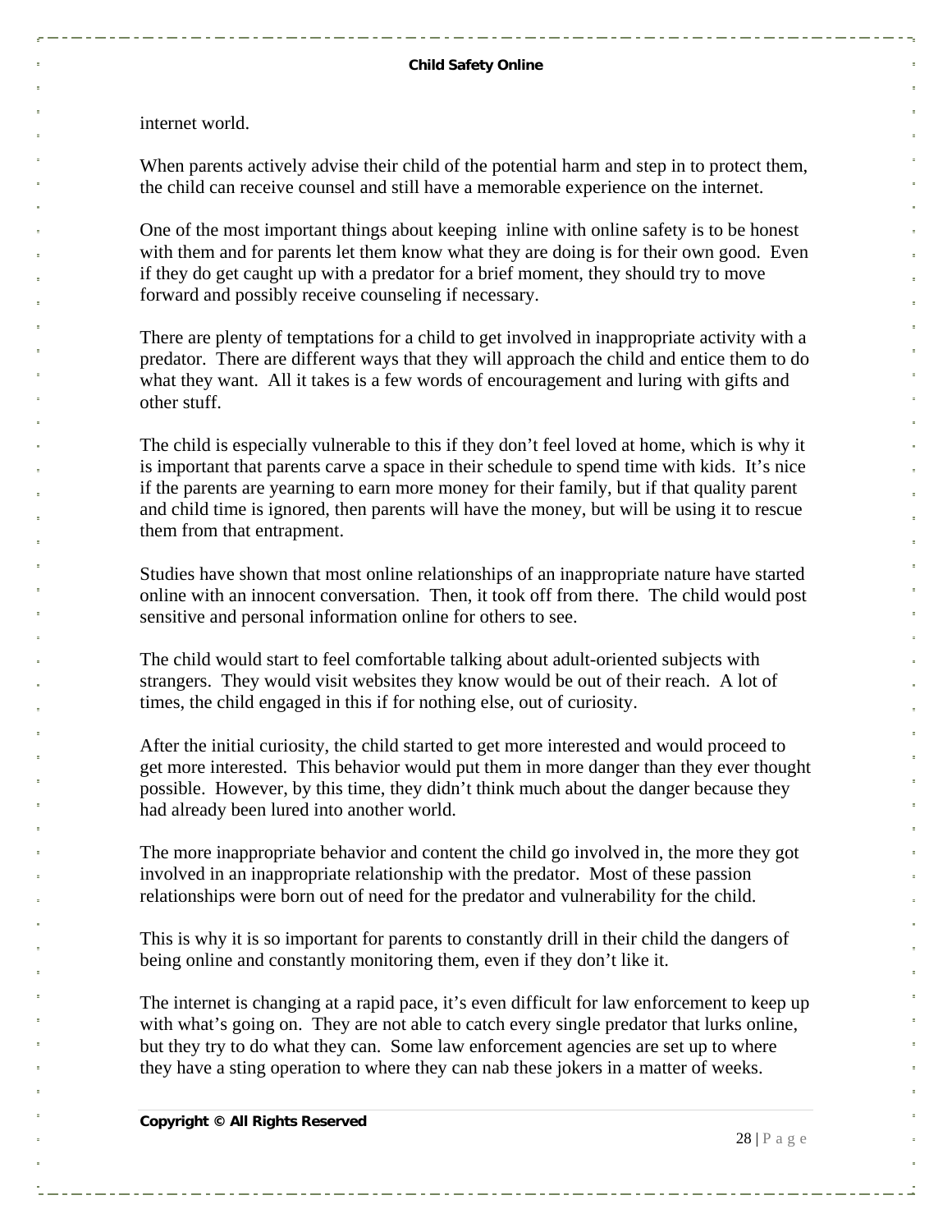internet world.

When parents actively advise their child of the potential harm and step in to protect them, the child can receive counsel and still have a memorable experience on the internet.

One of the most important things about keeping  inline with online safety is to be honest with them and for parents let them know what they are doing is for their own good.  Even if they do get caught up with a predator for a brief moment, they should try to move forward and possibly receive counseling if necessary.

There are plenty of temptations for a child to get involved in inappropriate activity with a predator.  There are different ways that they will approach the child and entice them to do what they want.  All it takes is a few words of encouragement and luring with gifts and other stuff.

The child is especially vulnerable to this if they don't feel loved at home, which is why it is important that parents carve a space in their schedule to spend time with kids.  It's nice if the parents are yearning to earn more money for their family, but if that quality parent and child time is ignored, then parents will have the money, but will be using it to rescue them from that entrapment.

Studies have shown that most online relationships of an inappropriate nature have started online with an innocent conversation.  Then, it took off from there.  The child would post sensitive and personal information online for others to see.

The child would start to feel comfortable talking about adult-oriented subjects with strangers.  They would visit websites they know would be out of their reach.  A lot of times, the child engaged in this if for nothing else, out of curiosity.

After the initial curiosity, the child started to get more interested and would proceed to get more interested.  This behavior would put them in more danger than they ever thought possible.  However, by this time, they didn't think much about the danger because they had already been lured into another world.

The more inappropriate behavior and content the child go involved in, the more they got involved in an inappropriate relationship with the predator.  Most of these passion relationships were born out of need for the predator and vulnerability for the child.

This is why it is so important for parents to constantly drill in their child the dangers of being online and constantly monitoring them, even if they don't like it.

The internet is changing at a rapid pace, it's even difficult for law enforcement to keep up with what's going on.  They are not able to catch every single predator that lurks online, but they try to do what they can.  Some law enforcement agencies are set up to where they have a sting operation to where they can nab these jokers in a matter of weeks.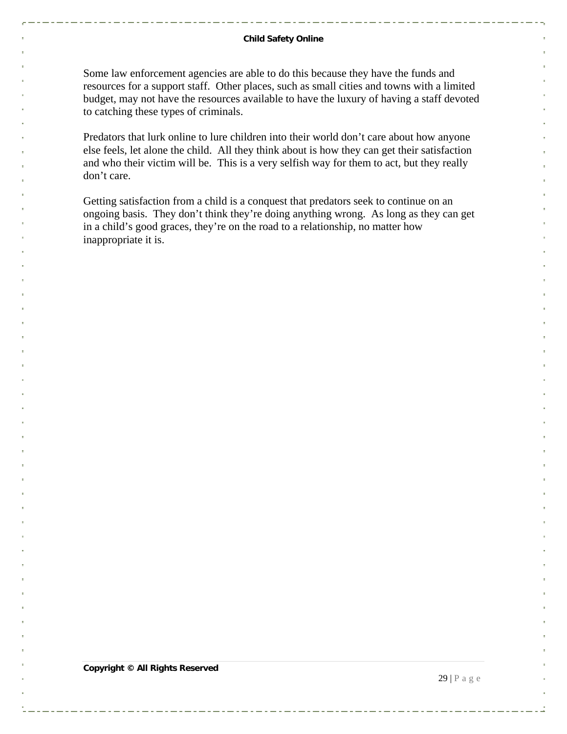Some law enforcement agencies are able to do this because they have the funds and resources for a support staff.  Other places, such as small cities and towns with a limited budget, may not have the resources available to have the luxury of having a staff devoted to catching these types of criminals.

Predators that lurk online to lure children into their world don't care about how anyone else feels, let alone the child.  All they think about is how they can get their satisfaction and who their victim will be.  This is a very selfish way for them to act, but they really don't care.

Getting satisfaction from a child is a conquest that predators seek to continue on an ongoing basis.  They don't think they're doing anything wrong.  As long as they can get in a child's good graces, they're on the road to a relationship, no matter how inappropriate it is.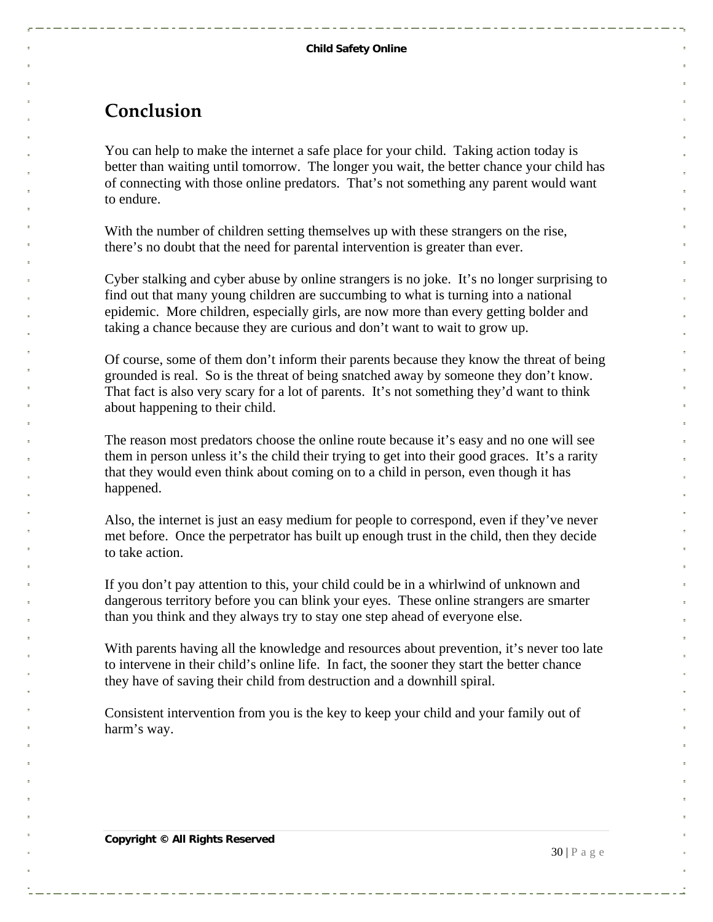# Conclusion

You can help to make the internet a safe place for your child.  Taking action today is better than waiting until tomorrow.  The longer you wait, the better chance your child has of connecting with those online predators.  That's not something any parent would want to endure.

With the number of children setting themselves up with these strangers on the rise, there's no doubt that the need for parental intervention is greater than ever.

Cyber stalking and cyber abuse by online strangers is no joke.  It's no longer surprising to find out that many young children are succumbing to what is turning into a national epidemic.  More children, especially girls, are now more than every getting bolder and taking a chance because they are curious and don't want to wait to grow up.

Of course, some of them don't inform their parents because they know the threat of being grounded is real.  So is the threat of being snatched away by someone they don't know.  That fact is also very scary for a lot of parents.  It's not something they'd want to think about happening to their child.

The reason most predators choose the online route because it's easy and no one will see them in person unless it's the child their trying to get into their good graces.  It's a rarity that they would even think about coming on to a child in person, even though it has happened.

Also, the internet is just an easy medium for people to correspond, even if they've never met before.  Once the perpetrator has built up enough trust in the child, then they decide to take action.

If you don't pay attention to this, your child could be in a whirlwind of unknown and dangerous territory before you can blink your eyes.  These online strangers are smarter than you think and they always try to stay one step ahead of everyone else.

With parents having all the knowledge and resources about prevention, it's never too late to intervene in their child's online life.  In fact, the sooner they start the better chance they have of saving their child from destruction and a downhill spiral.

Consistent intervention from you is the key to keep your child and your family out of harm's way.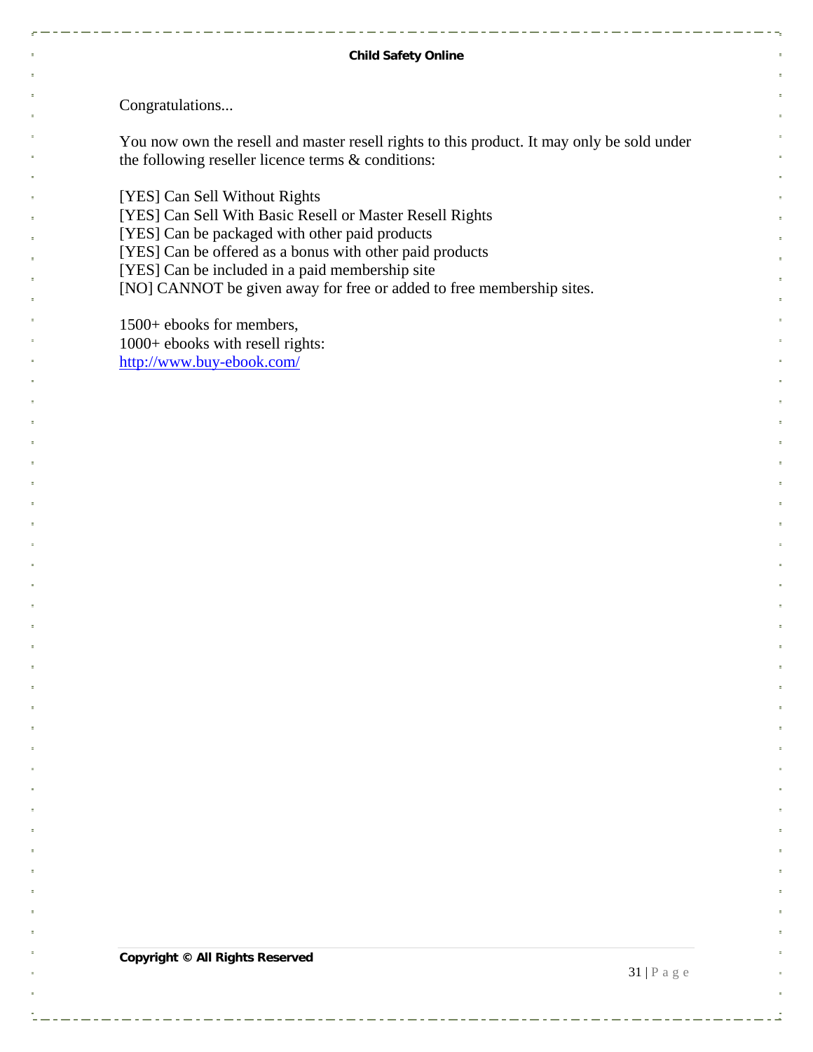Congratulations...

You now own the resell and master resell rights to this product. It may only be sold under the following reseller licence terms & conditions:

[YES] Can Sell Without Rights
[YES] Can Sell With Basic Resell or Master Resell Rights
[YES] Can be packaged with other paid products
[YES] Can be offered as a bonus with other paid products
[YES] Can be included in a paid membership site
[NO] CANNOT be given away for free or added to free membership sites.

1500+ ebooks for members,
1000+ ebooks with resell rights:
[http://www.buy-ebook.com/](http://www.buy-ebook.com/)